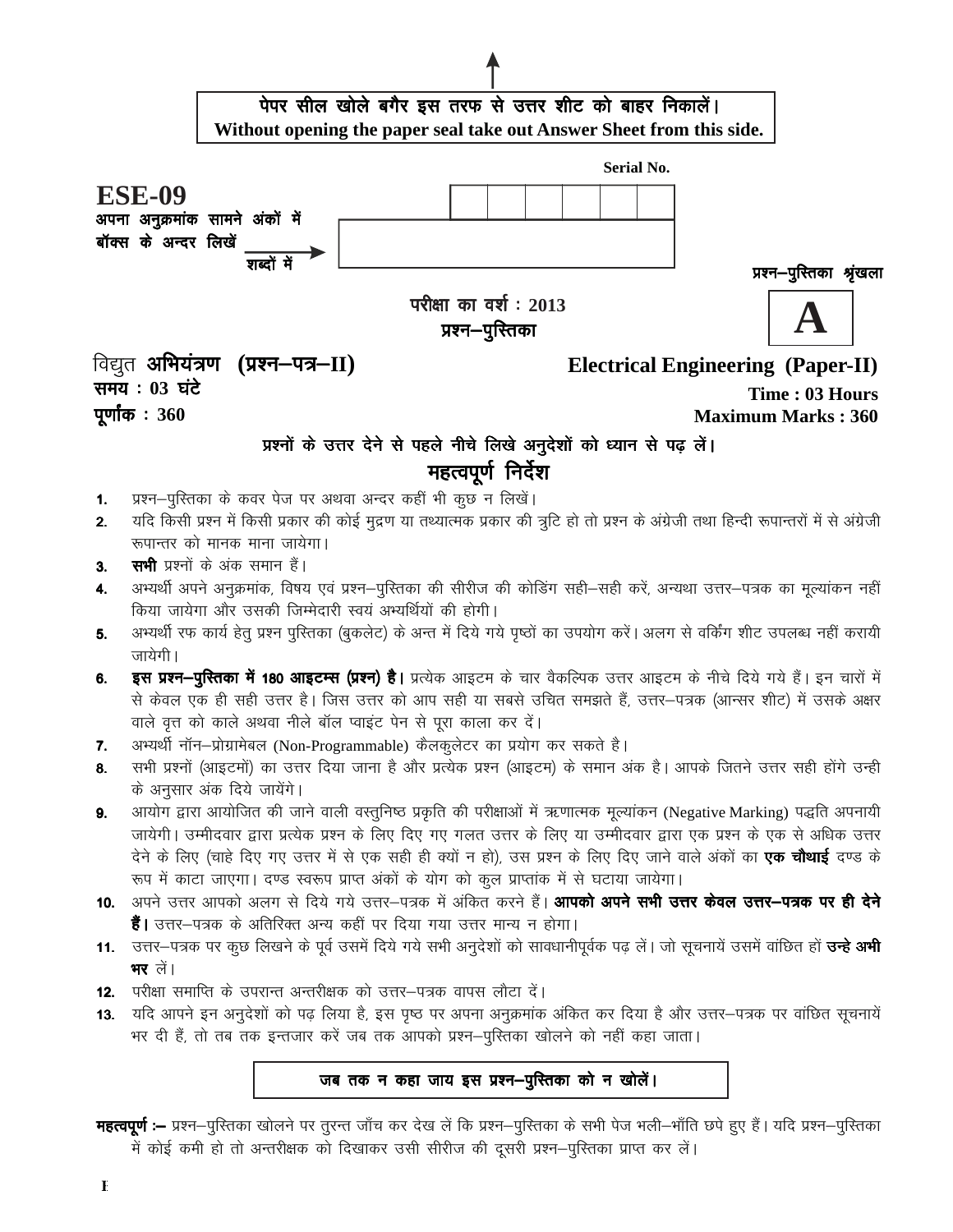पेपर सील खोले बगैर इस तरफ से उत्तर शीट को बाहर निकालें।
Without opening the paper seal take out Answer Sheet from this side.

Serial No.

**ESE-09**

अपना अनुक्रमांक सामने अंकों में बॉक्स के अन्दर लिखें

शब्दों में

प्रश्न–पुस्तिका श्रृंखला

**A**

परीक्षा का वर्ष : 2013

प्रश्न–पुस्तिका

**विद्युत अभियंत्रण (प्रश्न–पत्र–II)**

समय : 03 घंटे

पूर्णांक : 360

**Electrical Engineering (Paper-II)**

**Time : 03 Hours**

**Maximum Marks : 360**

प्रश्नों के उत्तर देने से पहले नीचे लिखे अनुदेशों को ध्यान से पढ़ लें।

## महत्वपूर्ण निर्देश

1. प्रश्न–पुस्तिका के कवर पेज पर अथवा अन्दर कहीं भी कुछ न लिखें।
2. यदि किसी प्रश्न में किसी प्रकार की कोई मुद्रण या तथ्यात्मक प्रकार की त्रुटि हो तो प्रश्न के अंग्रेजी तथा हिन्दी रूपान्तरों में से अंग्रेजी रूपान्तर को मानक माना जायेगा।
3. **सभी** प्रश्नों के अंक समान हैं।
4. अभ्यर्थी अपने अनुक्रमांक, विषय एवं प्रश्न–पुस्तिका की सीरीज की कोडिंग सही–सही करें, अन्यथा उत्तर–पत्रक का मूल्यांकन नहीं किया जायेगा और उसकी जिम्मेदारी स्वयं अभ्यर्थियों की होगी।
5. अभ्यर्थी रफ कार्य हेतु प्रश्न पुस्तिका (बुकलेट) के अन्त में दिये गये पृष्ठों का उपयोग करें। अलग से वर्किंग शीट उपलब्ध नहीं करायी जायेगी।
6. **इस प्रश्न–पुस्तिका में 180 आइटम्स (प्रश्न) है।** प्रत्येक आइटम के चार वैकल्पिक उत्तर आइटम के नीचे दिये गये हैं। इन चारों में से केवल एक ही सही उत्तर है। जिस उत्तर को आप सही या सबसे उचित समझते हैं, उत्तर–पत्रक (आन्सर शीट) में उसके अक्षर वाले वृत्त को काले अथवा नीले बॉल प्वाइंट पेन से पूरा काला कर दें।
7. अभ्यर्थी नॉन–प्रोग्रामेबल (Non-Programmable) कैलकुलेटर का प्रयोग कर सकते है।
8. सभी प्रश्नों (आइटमों) का उत्तर दिया जाना है और प्रत्येक प्रश्न (आइटम) के समान अंक है। आपके जितने उत्तर सही होंगे उन्ही के अनुसार अंक दिये जायेंगे।
9. आयोग द्वारा आयोजित की जाने वाली वस्तुनिष्ठ प्रकृति की परीक्षाओं में ऋणात्मक मूल्यांकन (Negative Marking) पद्धति अपनायी जायेगी। उम्मीदवार द्वारा प्रत्येक प्रश्न के लिए दिए गए गलत उत्तर के लिए या उम्मीदवार द्वारा एक प्रश्न के एक से अधिक उत्तर देने के लिए (चाहे दिए गए उत्तर में से एक सही ही क्यों न हो), उस प्रश्न के लिए दिए जाने वाले अंकों का **एक चौथाई** दण्ड के रूप में काटा जाएगा। दण्ड स्वरूप प्राप्त अंकों के योग को कुल प्राप्तांक में से घटाया जायेगा।
10. अपने उत्तर आपको अलग से दिये गये उत्तर–पत्रक में अंकित करने हैं। **आपको अपने सभी उत्तर केवल उत्तर–पत्रक पर ही देने हैं।** उत्तर–पत्रक के अतिरिक्त अन्य कहीं पर दिया गया उत्तर मान्य न होगा।
11. उत्तर–पत्रक पर कुछ लिखने के पूर्व उसमें दिये गये सभी अनुदेशों को सावधानीपूर्वक पढ़ लें। जो सूचनायें उसमें वांछित हों **उन्हे अभी भर** लें।
12. परीक्षा समाप्ति के उपरान्त अन्तरीक्षक को उत्तर–पत्रक वापस लौटा दें।
13. यदि आपने इन अनुदेशों को पढ़ लिया है, इस पृष्ठ पर अपना अनुक्रमांक अंकित कर दिया है और उत्तर–पत्रक पर वांछित सूचनायें भर दी हैं, तो तब तक इन्तजार करें जब तक आपको प्रश्न–पुस्तिका खोलने को नहीं कहा जाता।

**जब तक न कहा जाय इस प्रश्न–पुस्तिका को न खोलें।**

**महत्वपूर्ण :–** प्रश्न–पुस्तिका खोलने पर तुरन्त जाँच कर देख लें कि प्रश्न–पुस्तिका के सभी पेज भली–भाँति छपे हुए हैं। यदि प्रश्न–पुस्तिका में कोई कमी हो तो अन्तरीक्षक को दिखाकर उसी सीरीज की दूसरी प्रश्न–पुस्तिका प्राप्त कर लें।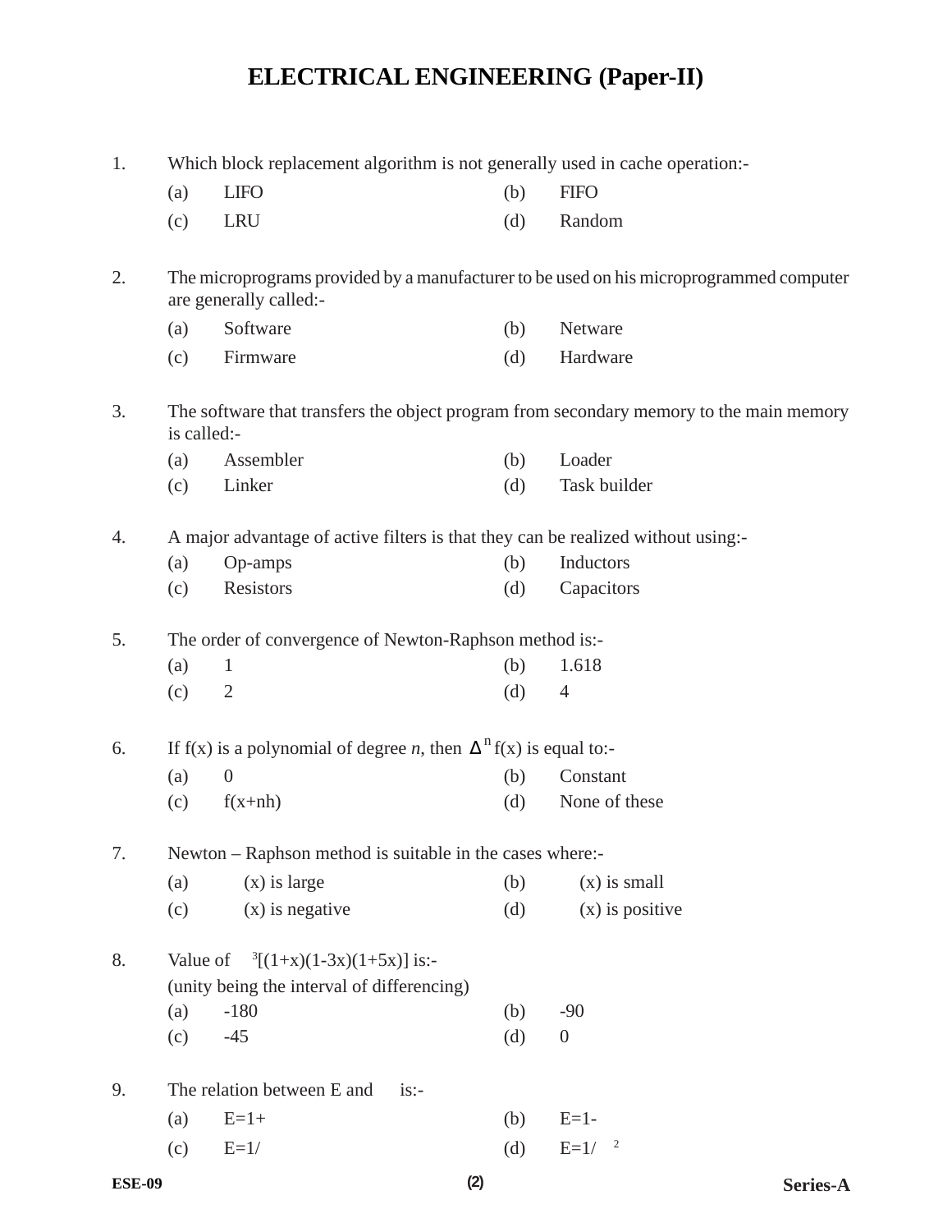# ELECTRICAL ENGINEERING (Paper-II)

1. Which block replacement algorithm is not generally used in cache operation:-

   (a) LIFO (b) FIFO
   
   (c) LRU (d) Random

2. The microprograms provided by a manufacturer to be used on his microprogrammed computer are generally called:-

   (a) Software (b) Netware
   
   (c) Firmware (d) Hardware

3. The software that transfers the object program from secondary memory to the main memory is called:-

   (a) Assembler (b) Loader
   
   (c) Linker (d) Task builder

4. A major advantage of active filters is that they can be realized without using:-

   (a) Op-amps (b) Inductors
   
   (c) Resistors (d) Capacitors

5. The order of convergence of Newton-Raphson method is:-

   (a) 1 (b) 1.618
   
   (c) 2 (d) 4

6. If f(x) is a polynomial of degree *n*, then $\Delta^n$ f(x) is equal to:-

   (a) 0 (b) Constant
   
   (c) f(x+nh) (d) None of these

7. Newton – Raphson method is suitable in the cases where:-

   (a) (x) is large (b) (x) is small
   
   (c) (x) is negative (d) (x) is positive

8. Value of $^3$[(1+x)(1-3x)(1+5x)] is:-
   
   (unity being the interval of differencing)

   (a) -180 (b) -90
   
   (c) -45 (d) 0

9. The relation between E and is:-

   (a) E=1+ (b) E=1-
   
   (c) E=1/ (d) E=1/ $^2$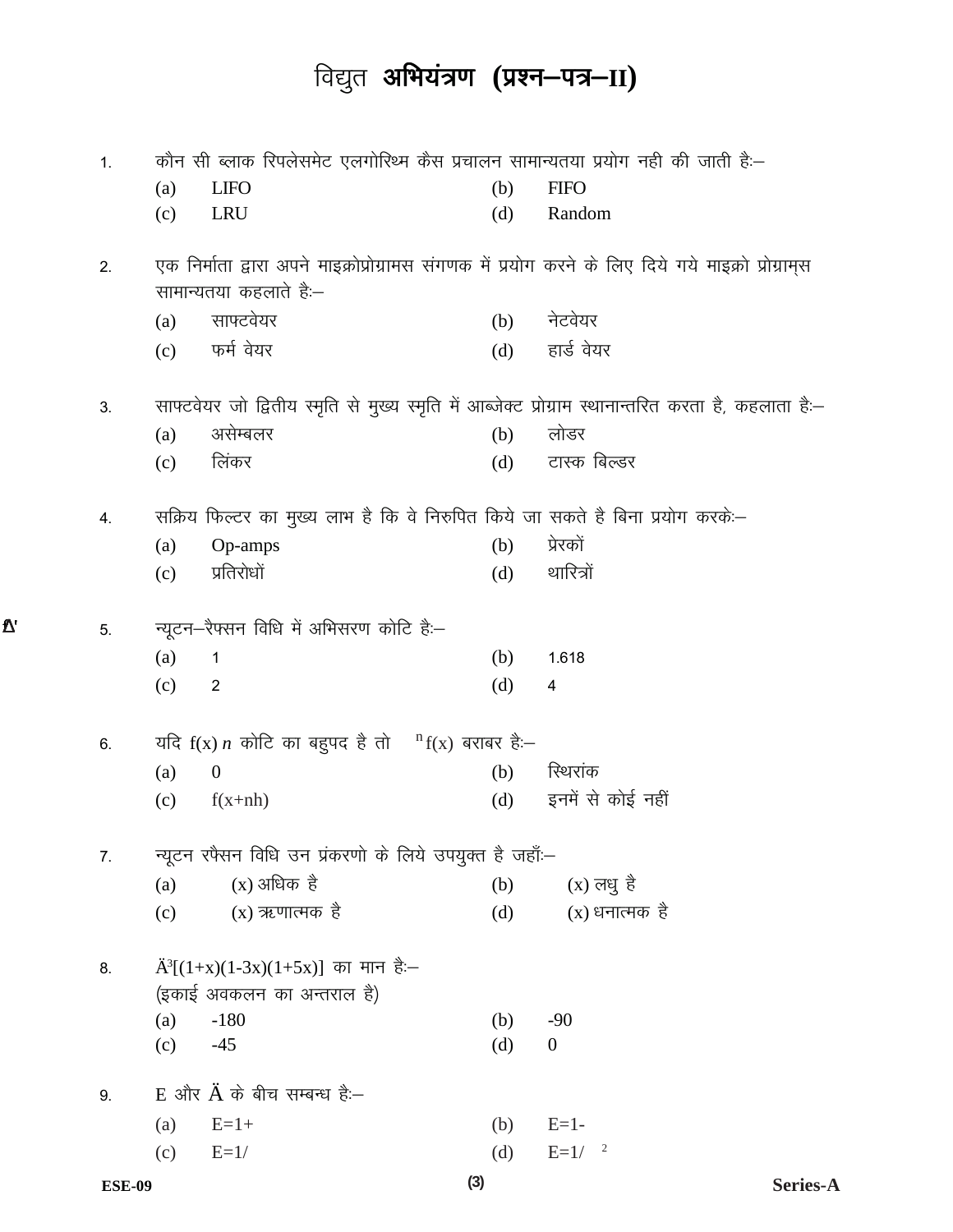# विद्युत अभियंत्रण (प्रश्न–पत्र–II)

1. कौन सी ब्लाक रिपलेसमेट एलगोरिथ्म कैस प्रचालन सामान्यतया प्रयोग नही की जाती हैः–
   - (a) LIFO
   - (b) FIFO
   - (c) LRU
   - (d) Random

2. एक निर्माता द्वारा अपने माइक्रोप्रोग्रामस संगणक में प्रयोग करने के लिए दिये गये माइक्रो प्रोग्राम्स सामान्यतया कहलाते हैः–
   - (a) साफ्टवेयर
   - (b) नेटवेयर
   - (c) फर्म वेयर
   - (d) हार्ड वेयर

3. साफ्टवेयर जो द्वितीय स्मृति से मुख्य स्मृति में आब्जेक्ट प्रोग्राम स्थानान्तरित करता है, कहलाता हैः–
   - (a) असेम्बलर
   - (b) लोडर
   - (c) लिंकर
   - (d) टास्क बिल्डर

4. सक्रिय फिल्टर का मुख्य लाभ है कि वे निरुपित किये जा सकते है बिना प्रयोग करकेः–
   - (a) Op-amps
   - (b) प्रेरकों
   - (c) प्रतिरोधों
   - (d) थारित्रों

5. न्यूटन–रैफ्सन विधि में अभिसरण कोटि हैः–
   - (a) 1
   - (b) 1.618
   - (c) 2
   - (d) 4

6. यदि f(x) $n$ कोटि का बहुपद है तो $^{n}$f(x) बराबर हैः–
   - (a) 0
   - (b) स्थिरांक
   - (c) f(x+nh)
   - (d) इनमें से कोई नहीं

7. न्यूटन रैफ्सन विधि उन प्रंकरणो के लिये उपयुक्त है जहाँः–
   - (a) (x) अधिक है
   - (b) (x) लघु है
   - (c) (x) ऋणात्मक है
   - (d) (x) धनात्मक है

8. Ä$^{3}$[(1+x)(1-3x)(1+5x)] का मान हैः–
   (इकाई अवकलन का अन्तराल है)
   - (a) -180
   - (b) -90
   - (c) -45
   - (d) 0

9. E और Ä के बीच सम्बन्ध हैः–
   - (a) E=1+
   - (b) E=1-
   - (c) E=1/
   - (d) E=1/ $^{2}$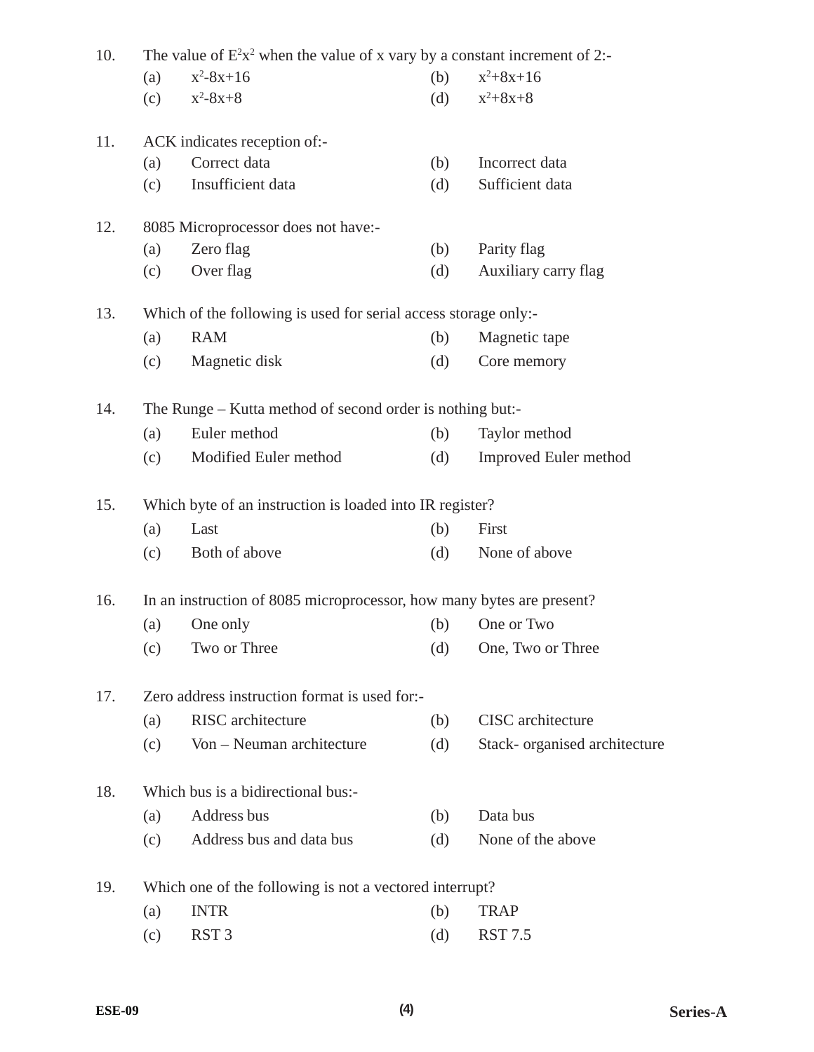10. The value of $E^2x^2$ when the value of x vary by a constant increment of 2:-

(a) $x^2$-8x+16  (b) $x^2$+8x+16

(c) $x^2$-8x+8  (d) $x^2$+8x+8

11. ACK indicates reception of:-

(a) Correct data  (b) Incorrect data

(c) Insufficient data  (d) Sufficient data

12. 8085 Microprocessor does not have:-

(a) Zero flag  (b) Parity flag

(c) Over flag  (d) Auxiliary carry flag

13. Which of the following is used for serial access storage only:-

(a) RAM  (b) Magnetic tape

(c) Magnetic disk  (d) Core memory

14. The Runge – Kutta method of second order is nothing but:-

(a) Euler method  (b) Taylor method

(c) Modified Euler method  (d) Improved Euler method

15. Which byte of an instruction is loaded into IR register?

(a) Last  (b) First

(c) Both of above  (d) None of above

16. In an instruction of 8085 microprocessor, how many bytes are present?

(a) One only  (b) One or Two

(c) Two or Three  (d) One, Two or Three

17. Zero address instruction format is used for:-

(a) RISC architecture  (b) CISC architecture

(c) Von – Neuman architecture  (d) Stack- organised architecture

18. Which bus is a bidirectional bus:-

(a) Address bus  (b) Data bus

(c) Address bus and data bus  (d) None of the above

19. Which one of the following is not a vectored interrupt?

(a) INTR  (b) TRAP

(c) RST 3  (d) RST 7.5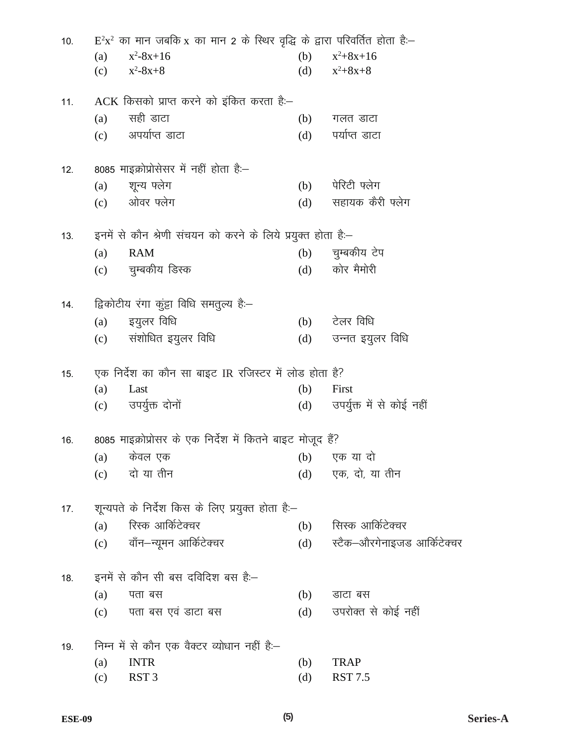10. $E^2x^2$ का मान जबकि x का मान 2 के स्थिर वृद्धि के द्वारा परिवर्तित होता है:–

    (a) $x^2$-8x+16 (b) $x^2$+8x+16

    (c) $x^2$-8x+8 (d) $x^2$+8x+8

11. ACK किसको प्राप्त करने को इंकित करता है:–

    (a) सही डाटा (b) गलत डाटा

    (c) अपर्याप्त डाटा (d) पर्याप्त डाटा

12. 8085 माइक्रोप्रोसेसर में नहीं होता है:–

    (a) शून्य फ्लेग (b) पेरिटी फ्लेग

    (c) ओवर फ्लेग (d) सहायक कैरी फ्लेग

13. इनमें से कौन श्रेणी संचयन को करने के लिये प्रयुक्त होता है:–

    (a) RAM (b) चुम्बकीय टेप

    (c) चुम्बकीय डिस्क (d) कोर मैमोरी

14. द्विकोटीय रंगा कुंट्टा विधि समतुल्य है:–

    (a) इयुलर विधि (b) टेलर विधि

    (c) संशोधित इयुलर विधि (d) उन्नत इयुलर विधि

15. एक निर्देश का कौन सा बाइट IR रजिस्टर में लोड होता है?

    (a) Last (b) First

    (c) उपर्युक्त दोनों (d) उपर्युक्त में से कोई नहीं

16. 8085 माइक्रोप्रोसर के एक निर्देश में कितने बाइट मोजूद हैं?

    (a) केवल एक (b) एक या दो

    (c) दो या तीन (d) एक, दो, या तीन

17. शून्यपते के निर्देश किस के लिए प्रयुक्त होता है:–

    (a) रिस्क आर्किटेक्चर (b) सिस्क आर्किटेक्चर

    (c) वॉन–न्यूमन आर्किटेक्चर (d) स्टैक–औरगेनाइजड आर्किटेक्चर

18. इनमें से कौन सी बस दविदिश बस है:–

    (a) पता बस (b) डाटा बस

    (c) पता बस एवं डाटा बस (d) उपरोक्त से कोई नहीं

19. निम्न में से कौन एक वैक्टर व्योधान नहीं है:–

    (a) INTR (b) TRAP

    (c) RST 3 (d) RST 7.5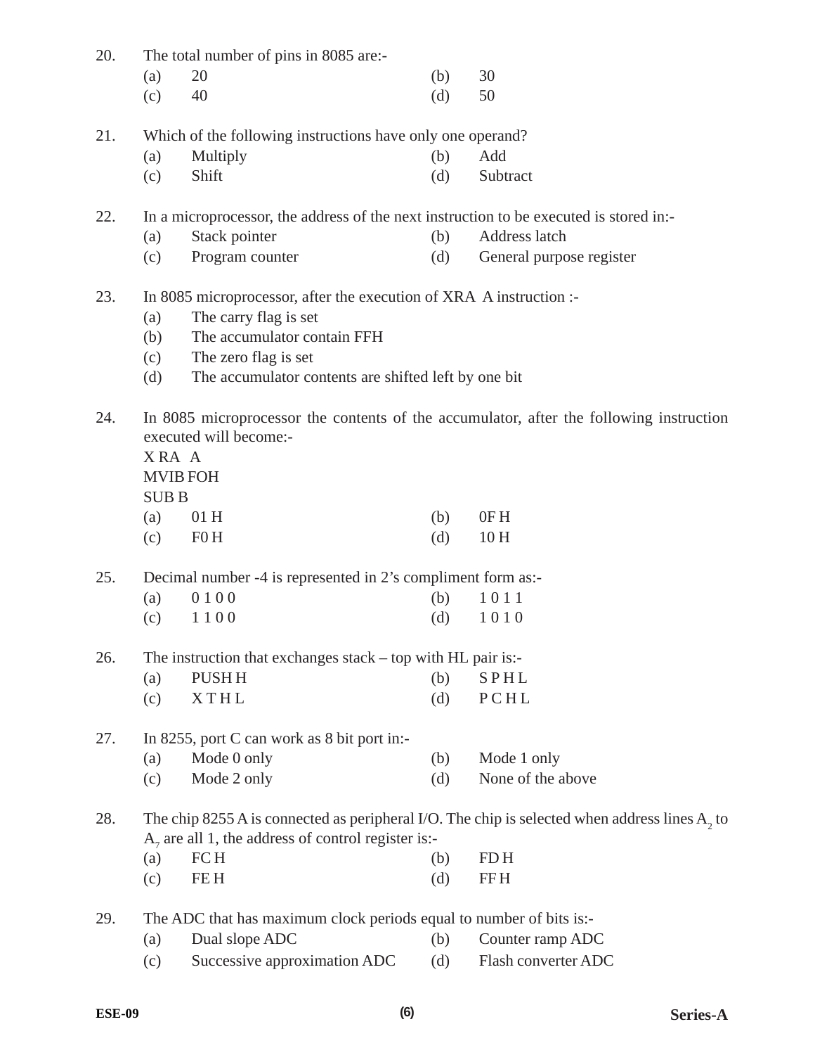20. The total number of pins in 8085 are:-

(a) 20 (b) 30

(c) 40 (d) 50

21. Which of the following instructions have only one operand?

(a) Multiply (b) Add

(c) Shift (d) Subtract

22. In a microprocessor, the address of the next instruction to be executed is stored in:-

(a) Stack pointer (b) Address latch

(c) Program counter (d) General purpose register

23. In 8085 microprocessor, after the execution of XRA A instruction :-

(a) The carry flag is set

(b) The accumulator contain FFH

(c) The zero flag is set

(d) The accumulator contents are shifted left by one bit

24. In 8085 microprocessor the contents of the accumulator, after the following instruction executed will become:-

X RA A

MVIB FOH

SUB B

(a) 01 H (b) 0F H

(c) F0 H (d) 10 H

25. Decimal number -4 is represented in 2's compliment form as:-

(a) 0 1 0 0 (b) 1 0 1 1

(c) 1 1 0 0 (d) 1 0 1 0

26. The instruction that exchanges stack – top with HL pair is:-

(a) PUSH H (b) S P H L

(c) X T H L (d) P C H L

27. In 8255, port C can work as 8 bit port in:-

(a) Mode 0 only (b) Mode 1 only

(c) Mode 2 only (d) None of the above

28. The chip 8255 A is connected as peripheral I/O. The chip is selected when address lines $A_2$ to $A_7$ are all 1, the address of control register is:-

(a) FC H (b) FD H

(c) FE H (d) FF H

29. The ADC that has maximum clock periods equal to number of bits is:-

(a) Dual slope ADC (b) Counter ramp ADC

(c) Successive approximation ADC (d) Flash converter ADC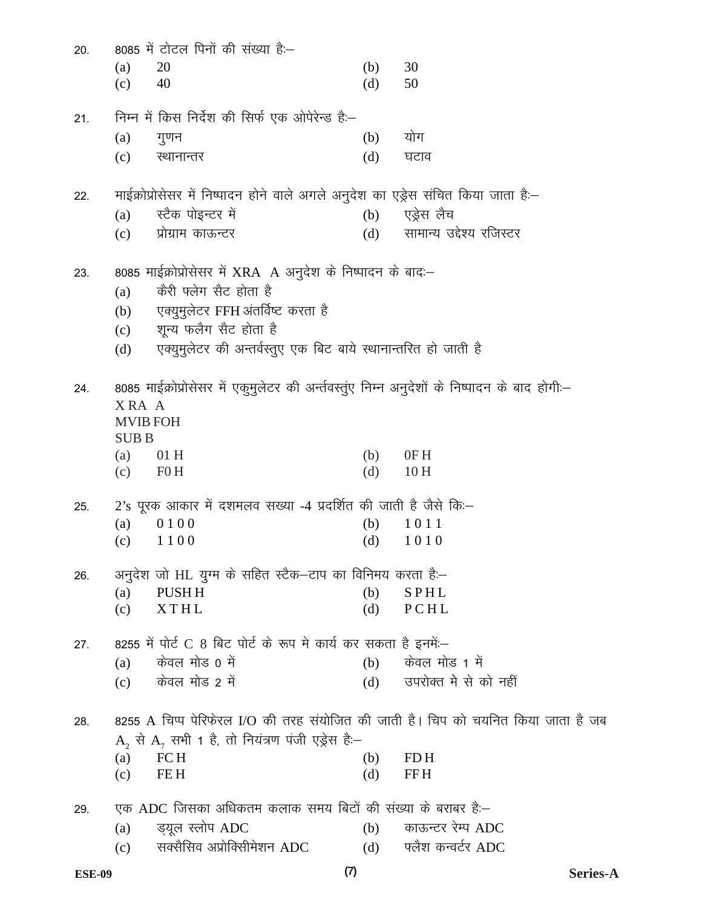20. 8085 में टोटल पिनों की संख्या हैः–

(a) 20 (b) 30

(c) 40 (d) 50

21. निम्न में किस निर्देश की सिर्फ एक ओपेरेन्ड हैः–

(a) गुणन (b) योग

(c) स्थानान्तर (d) घटाव

22. माईक्रोप्रोसेसर में निष्पादन होने वाले अगले अनुदेश का एड्रेस संचित किया जाता हैः–

(a) स्टैक पोइन्टर में (b) एड्रेस लैच

(c) प्रोग्राम काऊन्टर (d) सामान्य उद्देश्य रजिस्टर

23. 8085 माईक्रोप्रोसेसर में XRA A अनुदेश के निष्पादन के बादः–

(a) कैरी फ्लेग सैट होता है

(b) एक्युमुलेटर FFH अंतर्विष्ट करता है

(c) शून्य फलैग सैट होता है

(d) एक्युमुलेटर की अन्तर्वस्तुए एक बिट बाये स्थानान्तरित हो जाती है

24. 8085 माईक्रोप्रोसेसर में एकुमुलेटर की अर्न्तवस्तुंए निम्न अनुदेशों के निष्पादन के बाद होगीः–

X RA A
MVIB FOH
SUB B

(a) 01 H (b) 0F H

(c) F0 H (d) 10 H

25. 2's पूरक आकार में दशमलव सख्या -4 प्रदर्शित की जाती है जैसे किः–

(a) 0 1 0 0 (b) 1 0 1 1

(c) 1 1 0 0 (d) 1 0 1 0

26. अनुदेश जो HL युग्म के सहित स्टैक–टाप का विनिमय करता हैः–

(a) PUSH H (b) S P H L

(c) X T H L (d) P C H L

27. 8255 में पोर्ट C 8 बिट पोर्ट के रूप मे कार्य कर सकता है इनमेंः–

(a) केवल मोड 0 में (b) केवल मोड 1 में

(c) केवल मोड 2 में (d) उपरोक्त मे से को नहीं

28. 8255 A चिप्प पेरिफेरल I/O की तरह संयोजित की जाती है। चिप को चयनित किया जाता है जब $A_2$ से $A_7$ सभी 1 है, तो नियंत्रण पंजी एड्रेस हैः–

(a) FC H (b) FD H

(c) FE H (d) FF H

29. एक ADC जिसका अधिकतम कलाक समय बिटों की संख्या के बराबर हैः–

(a) ड्यूल स्लोप ADC (b) काऊन्टर रेम्प ADC

(c) सक्सैसिव अप्रोक्सिमेशन ADC (d) फ्लैश कन्वर्टर ADC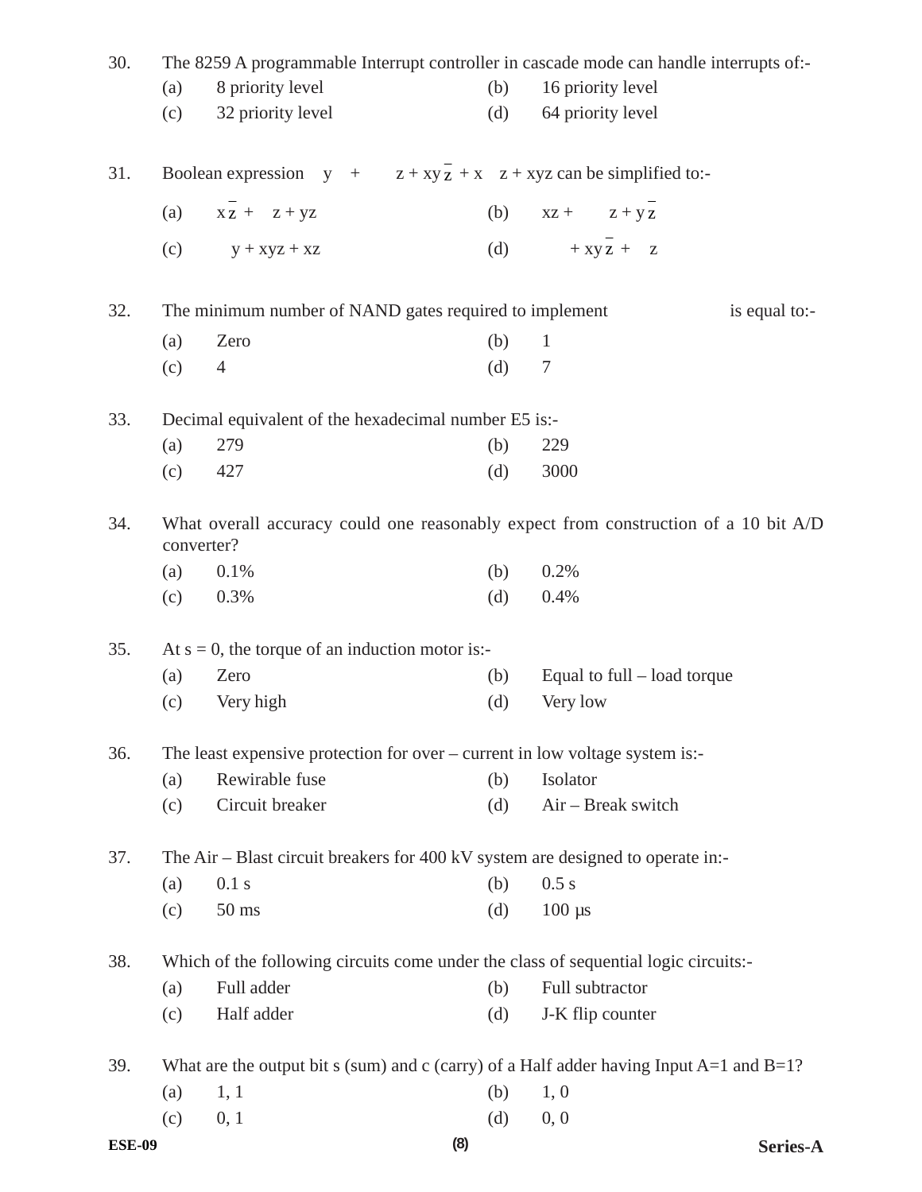30. The 8259 A programmable Interrupt controller in cascade mode can handle interrupts of:-

(a) 8 priority level (b) 16 priority level

(c) 32 priority level (d) 64 priority level

31. Boolean expression y + z + xy$\overline{z}$ + x z + xyz can be simplified to:-

(a) x$\overline{z}$ + z + yz (b) xz + z + y$\overline{z}$

(c) y + xyz + xz (d) + xy$\overline{z}$ + z

32. The minimum number of NAND gates required to implement is equal to:-

(a) Zero (b) 1

(c) 4 (d) 7

33. Decimal equivalent of the hexadecimal number E5 is:-

(a) 279 (b) 229

(c) 427 (d) 3000

34. What overall accuracy could one reasonably expect from construction of a 10 bit A/D converter?

(a) 0.1% (b) 0.2%

(c) 0.3% (d) 0.4%

35. At s = 0, the torque of an induction motor is:-

(a) Zero (b) Equal to full – load torque

(c) Very high (d) Very low

36. The least expensive protection for over – current in low voltage system is:-

(a) Rewirable fuse (b) Isolator

(c) Circuit breaker (d) Air – Break switch

37. The Air – Blast circuit breakers for 400 kV system are designed to operate in:-

(a) 0.1 s (b) 0.5 s

(c) 50 ms (d) 100 μs

38. Which of the following circuits come under the class of sequential logic circuits:-

(a) Full adder (b) Full subtractor

(c) Half adder (d) J-K flip counter

39. What are the output bit s (sum) and c (carry) of a Half adder having Input A=1 and B=1?

(a) 1, 1 (b) 1, 0

(c) 0, 1 (d) 0, 0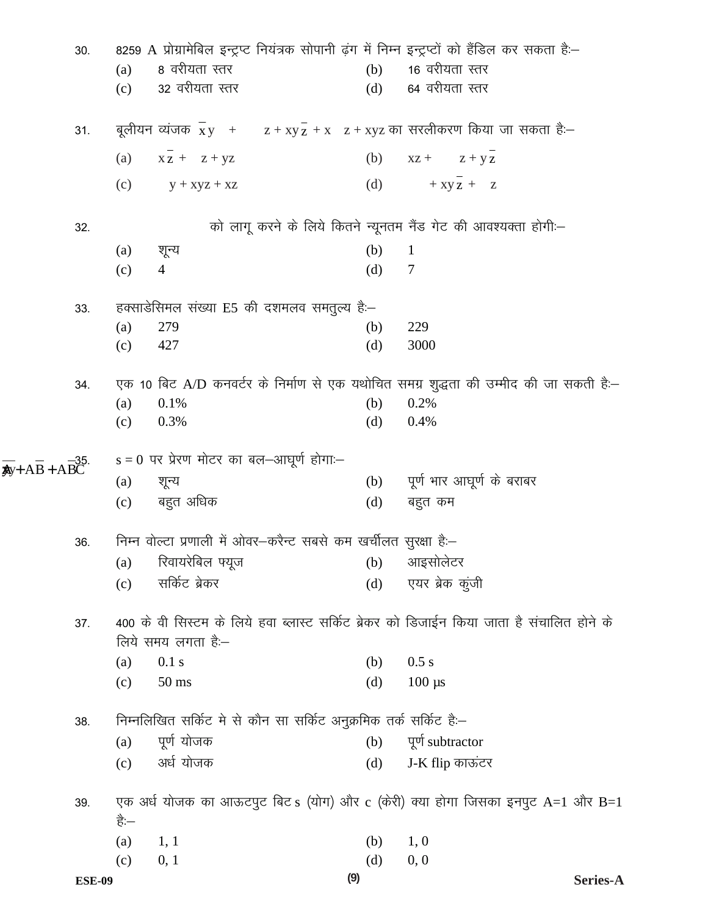30. 8259 A प्रोग्रामेबिल इन्ट्रप्ट नियंत्रक सोपानी ढ़ंग में निम्न इन्ट्रप्टों को हैंडिल कर सकता हैः–

(a) 8 वरीयता स्तर (b) 16 वरीयता स्तर

(c) 32 वरीयता स्तर (d) 64 वरीयता स्तर

31. बूलीयन व्यंजक $\bar{x}y + z + xy\bar{z} + x z + xyz$ का सरलीकरण किया जा सकता हैः–

(a) $x\bar{z} + z + yz$ (b) $xz + z + y\bar{z}$

(c) $y + xyz + xz$ (d) $+ xy\bar{z} + z$

32. $\overline{A}y + A\overline{B} + AB\overline{C}$ को लागू करने के लिये कितने न्यूनतम नैंड गेट की आवश्यक्ता होगीः–

(a) शून्य (b) 1

(c) 4 (d) 7

33. हक्साडेसिमल संख्या E5 की दशमलव समतुल्य हैः–

(a) 279 (b) 229

(c) 427 (d) 3000

34. एक 10 बिट A/D कनवर्टर के निर्माण से एक यथोचित समग्र शुद्धता की उम्मीद की जा सकती हैः–

(a) 0.1% (b) 0.2%

(c) 0.3% (d) 0.4%

35. s = 0 पर प्रेरण मोटर का बल–आघूर्ण होगाः–

(a) शून्य (b) पूर्ण भार आघूर्ण के बराबर

(c) बहुत अधिक (d) बहुत कम

36. निम्न वोल्टा प्रणाली में ओवर–करैन्ट सबसे कम खर्चीलत सुरक्षा हैः–

(a) रिवायरेबिल फयूज (b) आइसोलेटर

(c) सर्किट ब्रेकर (d) एयर ब्रेक कुंजी

37. 400 के वी सिस्टम के लिये हवा ब्लास्ट सर्किट ब्रेकर को डिजाईन किया जाता है संचालित होने के लिये समय लगता हैः–

(a) 0.1 s (b) 0.5 s

(c) 50 ms (d) 100 µs

38. निम्नलिखित सर्किट मे से कौन सा सर्किट अनुक्रमिक तर्क सर्किट हैः–

(a) पूर्ण योजक (b) पूर्ण subtractor

(c) अर्ध योजक (d) J-K flip काऊंटर

39. एक अर्ध योजक का आऊटपुट बिट s (योग) और c (केरी) क्या होगा जिसका इनपुट A=1 और B=1 हैः–

(a) 1, 1 (b) 1, 0

(c) 0, 1 (d) 0, 0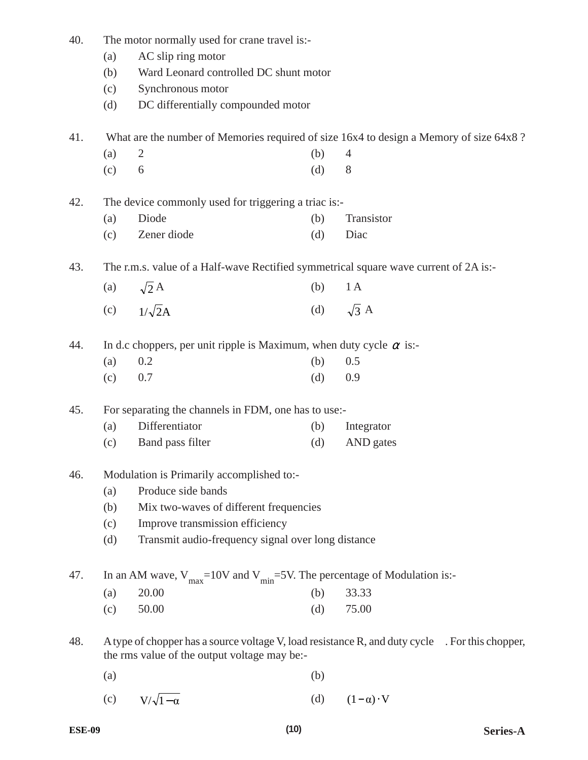40. The motor normally used for crane travel is:-

(a) AC slip ring motor

(b) Ward Leonard controlled DC shunt motor

(c) Synchronous motor

(d) DC differentially compounded motor

41. What are the number of Memories required of size 16x4 to design a Memory of size 64x8 ?

(a) 2 (b) 4

(c) 6 (d) 8

42. The device commonly used for triggering a triac is:-

(a) Diode (b) Transistor

(c) Zener diode (d) Diac

43. The r.m.s. value of a Half-wave Rectified symmetrical square wave current of 2A is:-

(a) $\sqrt{2}$ A (b) 1 A

(c) $1/\sqrt{2}$A (d) $\sqrt{3}$ A

44. In d.c choppers, per unit ripple is Maximum, when duty cycle $\alpha$ is:-

(a) 0.2 (b) 0.5

(c) 0.7 (d) 0.9

45. For separating the channels in FDM, one has to use:-

(a) Differentiator (b) Integrator

(c) Band pass filter (d) AND gates

46. Modulation is Primarily accomplished to:-

(a) Produce side bands

(b) Mix two-waves of different frequencies

(c) Improve transmission efficiency

(d) Transmit audio-frequency signal over long distance

47. In an AM wave, $V_{max}$=10V and $V_{min}$=5V. The percentage of Modulation is:-

(a) 20.00 (b) 33.33

(c) 50.00 (d) 75.00

48. A type of chopper has a source voltage V, load resistance R, and duty cycle . For this chopper, the rms value of the output voltage may be:-

(a) (b)

(c) $V/\sqrt{1-\alpha}$ (d) $(1-\alpha)\cdot V$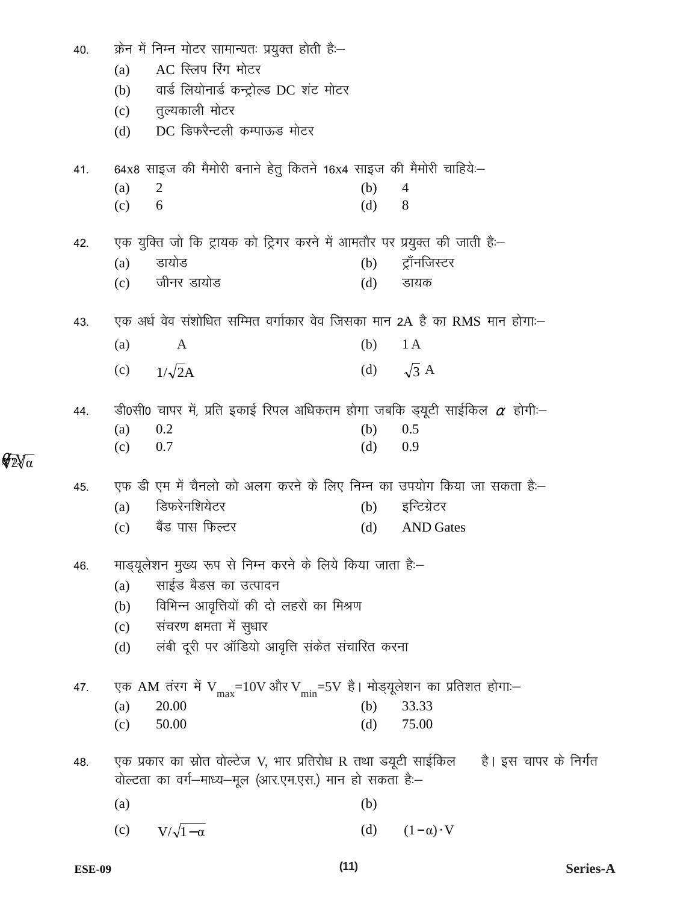40. क्रेन में निम्न मोटर सामान्यतः प्रयुक्त होती हैः–

(a) AC स्लिप रिंग मोटर

(b) वार्ड लियोनार्ड कन्ट्रोल्ड DC शंट मोटर

(c) तुल्यकाली मोटर

(d) DC डिफरैन्टली कम्पाऊड मोटर

41. 64x8 साइज की मैमोरी बनाने हेतु कितने 16x4 साइज की मैमोरी चाहियेः–

(a) 2 (b) 4

(c) 6 (d) 8

42. एक युक्ति जो कि ट्रायक को ट्रिगर करने में आमतौर पर प्रयुक्त की जाती हैः–

(a) डायोड (b) ट्राँनजिस्टर

(c) जीनर डायोड (d) डायक

43. एक अर्ध वेव संशोधित सम्मित वर्गाकार वेव जिसका मान 2A है का RMS मान होगाः–

(a) A (b) 1 A

(c) $1/\sqrt{2}$A (d) $\sqrt{3}$ A

44. डी0सी0 चापर में, प्रति इकाई रिपल अधिकतम होगा जबकि ड्यूटी साईकिल $\alpha$ होगीः–

(a) 0.2 (b) 0.5

(c) 0.7 (d) 0.9

45. एफ डी एम में चैनलो को अलग करने के लिए निम्न का उपयोग किया जा सकता हैः–

(a) डिफरेनशियेटर (b) इन्टिग्रेटर

(c) बैंड पास फिल्टर (d) AND Gates

46. माड्यूलेशन मुख्य रूप से निम्न करने के लिये किया जाता हैः–

(a) साईड बैडस का उत्पादन

(b) विभिन्न आवृत्तियों की दो लहरो का मिश्रण

(c) संचरण क्षमता में सुधार

(d) लंबी दूरी पर ऑडियो आवृत्ति संकेत संचारित करना

47. एक AM तंरग में $V_{max}$=10V और $V_{min}$=5V है। मोड्यूलेशन का प्रतिशत होगाः–

(a) 20.00 (b) 33.33

(c) 50.00 (d) 75.00

48. एक प्रकार का स्रोत वोल्टेज V, भार प्रतिरोध R तथा डयूटी साईकिल है। इस चापर के निर्गत वोल्टता का वर्ग–माध्य–मूल (आर.एम.एस.) मान हो सकता हैः–

(a) (b)

(c) $V/\sqrt{1-\alpha}$ (d) $(1-\alpha)\cdot V$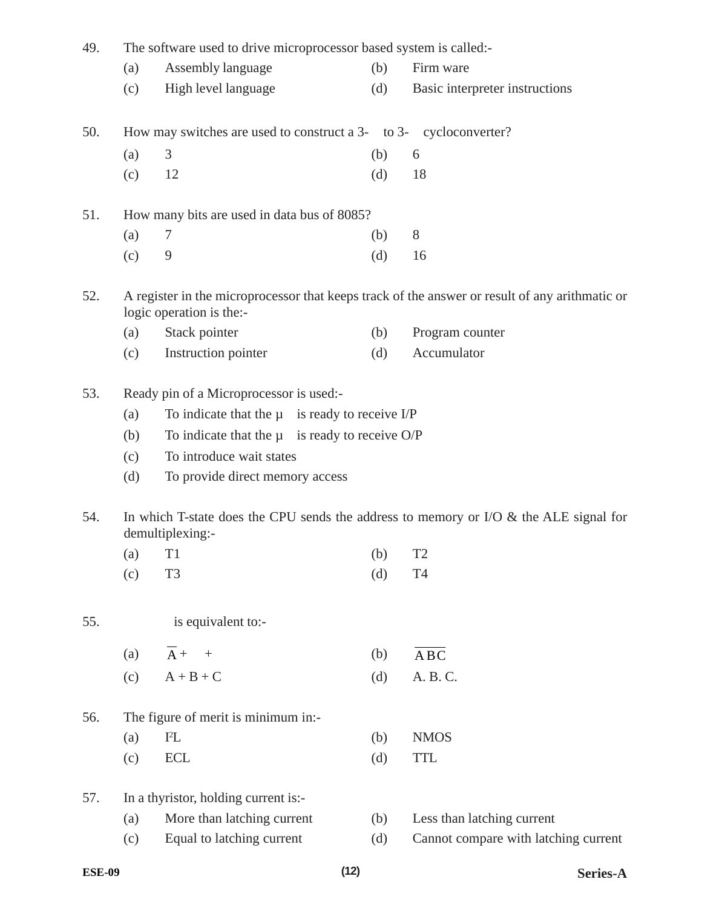49. The software used to drive microprocessor based system is called:-

 (a) Assembly language (b) Firm ware

 (c) High level language (d) Basic interpreter instructions

50. How may switches are used to construct a 3- to 3- cycloconverter?

 (a) 3 (b) 6

 (c) 12 (d) 18

51. How many bits are used in data bus of 8085?

 (a) 7 (b) 8

 (c) 9 (d) 16

52. A register in the microprocessor that keeps track of the answer or result of any arithmatic or logic operation is the:-

 (a) Stack pointer (b) Program counter

 (c) Instruction pointer (d) Accumulator

53. Ready pin of a Microprocessor is used:-

 (a) To indicate that the µ is ready to receive I/P

 (b) To indicate that the µ is ready to receive O/P

 (c) To introduce wait states

 (d) To provide direct memory access

54. In which T-state does the CPU sends the address to memory or I/O & the ALE signal for demultiplexing:-

 (a) T1 (b) T2

 (c) T3 (d) T4

55. is equivalent to:-

 (a) $\overline{A}$ + + (b) $\overline{ABC}$

 (c) A + B + C (d) A. B. C.

56. The figure of merit is minimum in:-

 (a) $I^2L$ (b) NMOS

 (c) ECL (d) TTL

57. In a thyristor, holding current is:-

 (a) More than latching current (b) Less than latching current

 (c) Equal to latching current (d) Cannot compare with latching current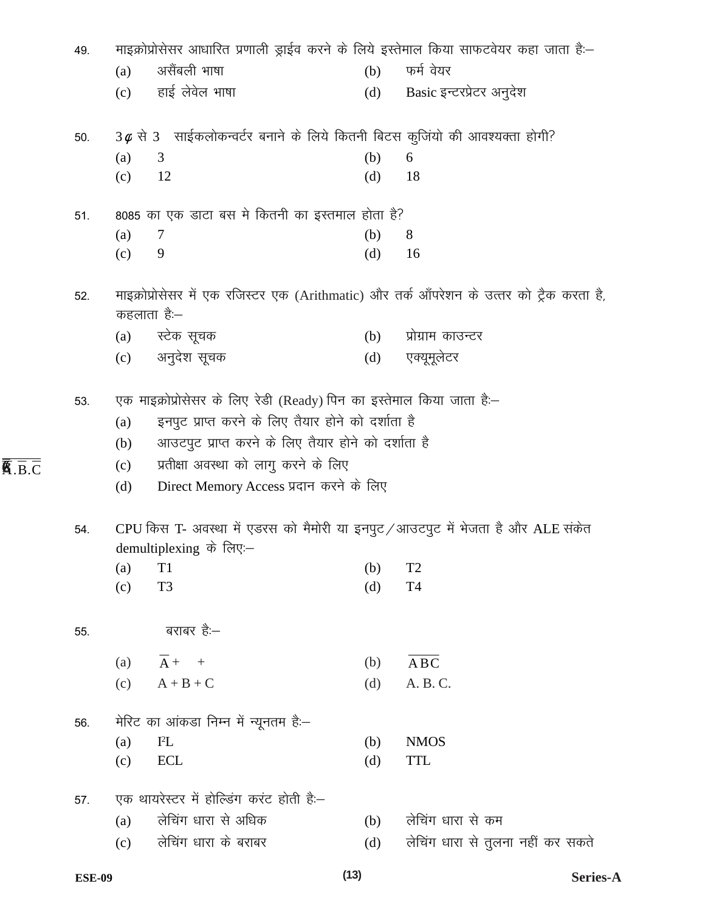49. माइक्रोप्रोसेसर आधारित प्रणाली ड्राईव करने के लिये इस्तेमाल किया साफटवेयर कहा जाता है:–

(a) असैंबली भाषा (b) फर्म वेयर

(c) हाई लेवेल भाषा (d) Basic इन्टरप्रेटर अनुदेश

50. 3$\phi$ से 3 साईकलोकन्वर्टर बनाने के लिये कितनी बिटस कुजियो की आवश्यक्ता होगी?

(a) 3 (b) 6

(c) 12 (d) 18

51. 8085 का एक डाटा बस मे कितनी का इस्तमाल होता है?

(a) 7 (b) 8

(c) 9 (d) 16

52. माइक्रोप्रोसेसर में एक रजिस्टर एक (Arithmatic) और तर्क आँपरेशन के उत्तर को ट्रैक करता है, कहलाता है:–

(a) स्टेक सूचक (b) प्रोग्राम काउन्टर

(c) अनुदेश सूचक (d) एक्यूमूलेटर

53. एक माइक्रोप्रोसेसर के लिए रेडी (Ready) पिन का इस्तेमाल किया जाता है:–

(a) इनपुट प्राप्त करने के लिए तैयार होने को दर्शाता है

(b) आउटपुट प्राप्त करने के लिए तैयार होने को दर्शाता है

(c) प्रतीक्षा अवस्था को लागु करने के लिए

(d) Direct Memory Access प्रदान करने के लिए

54. CPU किस T- अवस्था में एडरस को मैमोरी या इनपुट / आउटपुट में भेजता है और ALE संकेत demultiplexing के लिए:–

(a) T1 (b) T2

(c) T3 (d) T4

55. $\overline{A}.\overline{B}.\overline{C}$ बराबर है:–

(a) $\overline{A}$ + + (b) $\overline{ABC}$

(c) A + B + C (d) A. B. C.

56. मेरिट का आंकडा निम्न में न्यूनतम है:–

(a) $I^2L$ (b) NMOS

(c) ECL (d) TTL

57. एक थायरेस्टर में होल्डिंग करंट होती है:–

(a) लेचिंग धारा से अधिक (b) लेचिंग धारा से कम

(c) लेचिंग धारा के बराबर (d) लेचिंग धारा से तुलना नहीं कर सकते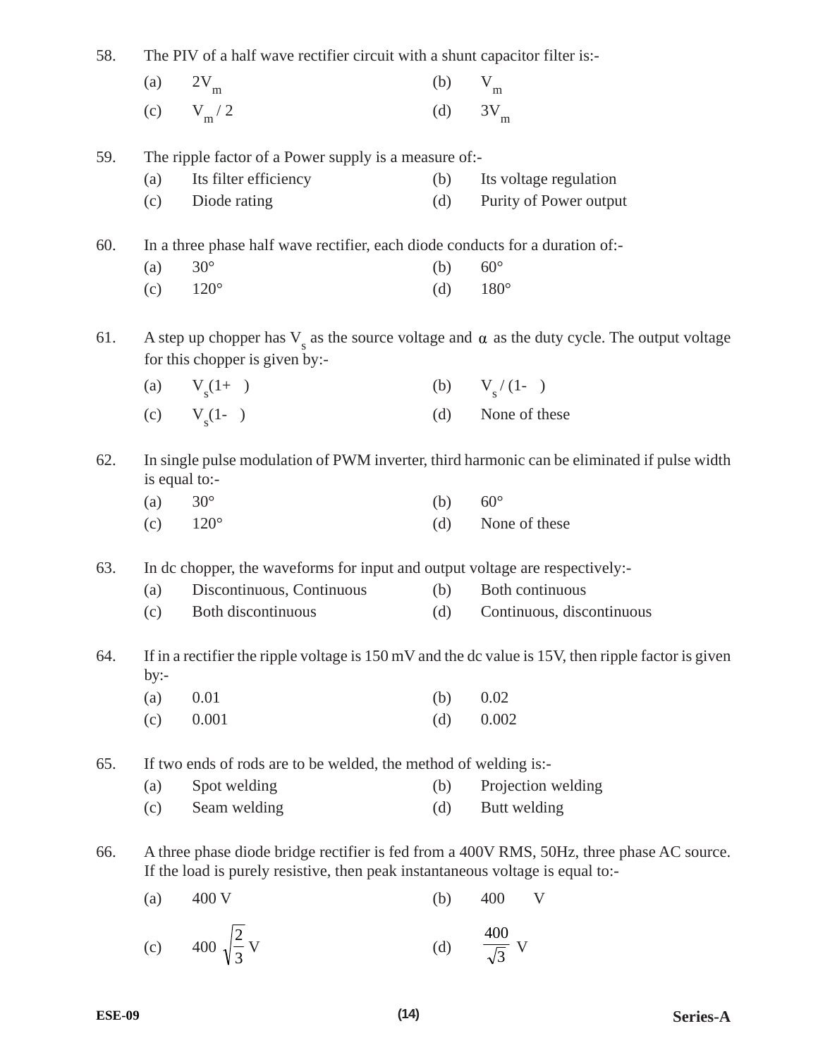58. The PIV of a half wave rectifier circuit with a shunt capacitor filter is:-

(a) $2V_m$ (b) $V_m$

(c) $V_m / 2$ (d) $3V_m$

59. The ripple factor of a Power supply is a measure of:-

(a) Its filter efficiency (b) Its voltage regulation

(c) Diode rating (d) Purity of Power output

60. In a three phase half wave rectifier, each diode conducts for a duration of:-

(a) 30° (b) 60°

(c) 120° (d) 180°

61. A step up chopper has $V_s$ as the source voltage and $\alpha$ as the duty cycle. The output voltage for this chopper is given by:-

(a) $V_s(1+\ \ )$ (b) $V_s / (1-\ \ )$

(c) $V_s(1-\ \ )$ (d) None of these

62. In single pulse modulation of PWM inverter, third harmonic can be eliminated if pulse width is equal to:-

(a) 30° (b) 60°

(c) 120° (d) None of these

63. In dc chopper, the waveforms for input and output voltage are respectively:-

(a) Discontinuous, Continuous (b) Both continuous

(c) Both discontinuous (d) Continuous, discontinuous

64. If in a rectifier the ripple voltage is 150 mV and the dc value is 15V, then ripple factor is given by:-

(a) 0.01 (b) 0.02

(c) 0.001 (d) 0.002

65. If two ends of rods are to be welded, the method of welding is:-

(a) Spot welding (b) Projection welding

(c) Seam welding (d) Butt welding

66. A three phase diode bridge rectifier is fed from a 400V RMS, 50Hz, three phase AC source. If the load is purely resistive, then peak instantaneous voltage is equal to:-

(a) 400 V (b) 400 V

(c) $400\sqrt{\frac{2}{3}}$ V (d) $\frac{400}{\sqrt{3}}$ V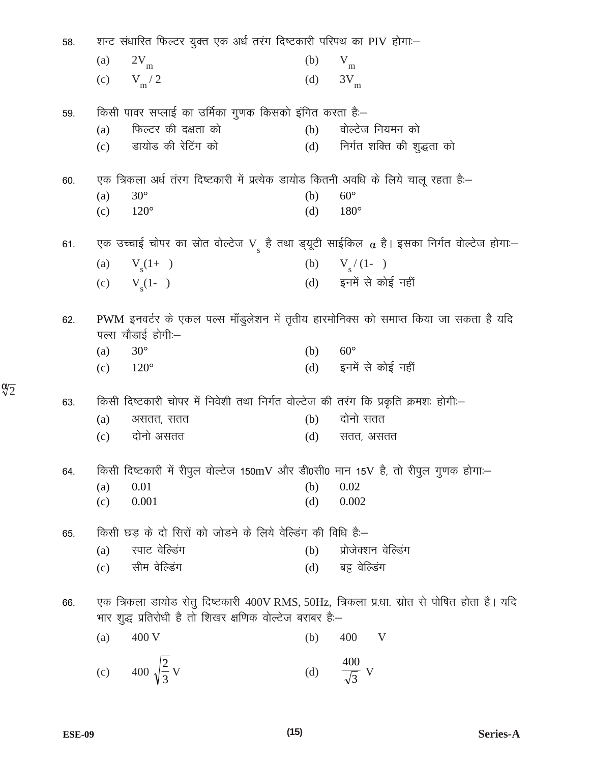58. शन्ट संधारित फिल्टर युक्त एक अर्ध तरंग दिष्टकारी परिपथ का PIV होगाः–

(a) $2V_m$ (b) $V_m$

(c) $V_m / 2$ (d) $3V_m$

59. किसी पावर सप्लाई का उर्मिका गुणक किसको इंगित करता हैः–

(a) फिल्टर की दक्षता को (b) वोल्टेज नियमन को

(c) डायोड की रेटिंग को (d) निर्गत शक्ति की शुद्धता को

60. एक त्रिकला अर्ध तंरग दिष्टकारी में प्रत्येक डायोड कितनी अवधि के लिये चालू रहता हैः–

(a) 30° (b) 60°

(c) 120° (d) 180°

61. एक उच्चाई चोपर का स्रोत वोल्टेज $V_s$ है तथा ड्यूटी साईकिल $\alpha$ है। इसका निर्गत वोल्टेज होगाः–

(a) $V_s(1+ \ )$ (b) $V_s / (1- \ )$

(c) $V_s(1- \ )$ (d) इनमें से कोई नहीं

62. PWM इनवर्टर के एकल पल्स मॉडुलेशन में तृतीय हारमोनिक्स को समाप्त किया जा सकता है यदि पल्स चौडाई होगीः–

(a) 30° (b) 60°

(c) 120° (d) इनमें से कोई नहीं

63. किसी दिष्टकारी चोपर में निवेशी तथा निर्गत वोल्टेज की तरंग कि प्रकृति क्रमशः होगीः–

(a) असतत, सतत (b) दोनो सतत

(c) दोनो असतत (d) सतत, असतत

64. किसी दिष्टकारी में रीपुल वोल्टेज 150mV और डी0सी0 मान 15V है, तो रीपुल गुणक होगाः–

(a) 0.01 (b) 0.02

(c) 0.001 (d) 0.002

65. किसी छड़ के दो सिरों को जोडने के लिये वेल्डिंग की विधि हैः–

(a) स्पाट वेल्डिंग (b) प्रोजेक्शन वेल्डिंग

(c) सीम वेल्डिंग (d) बट्ट वेल्डिंग

66. एक त्रिकला डायोड सेतु दिष्टकारी 400V RMS, 50Hz, त्रिकला प्र.धा. स्रोत से पोषित होता है। यदि भार शुद्ध प्रतिरोधी है तो शिखर क्षणिक वोल्टेज बराबर हैः–

(a) 400 V (b) 400 $\sqrt{2}$ V

(c) $400\sqrt{\frac{2}{3}}$ V (d) $\frac{400}{\sqrt{3}}$ V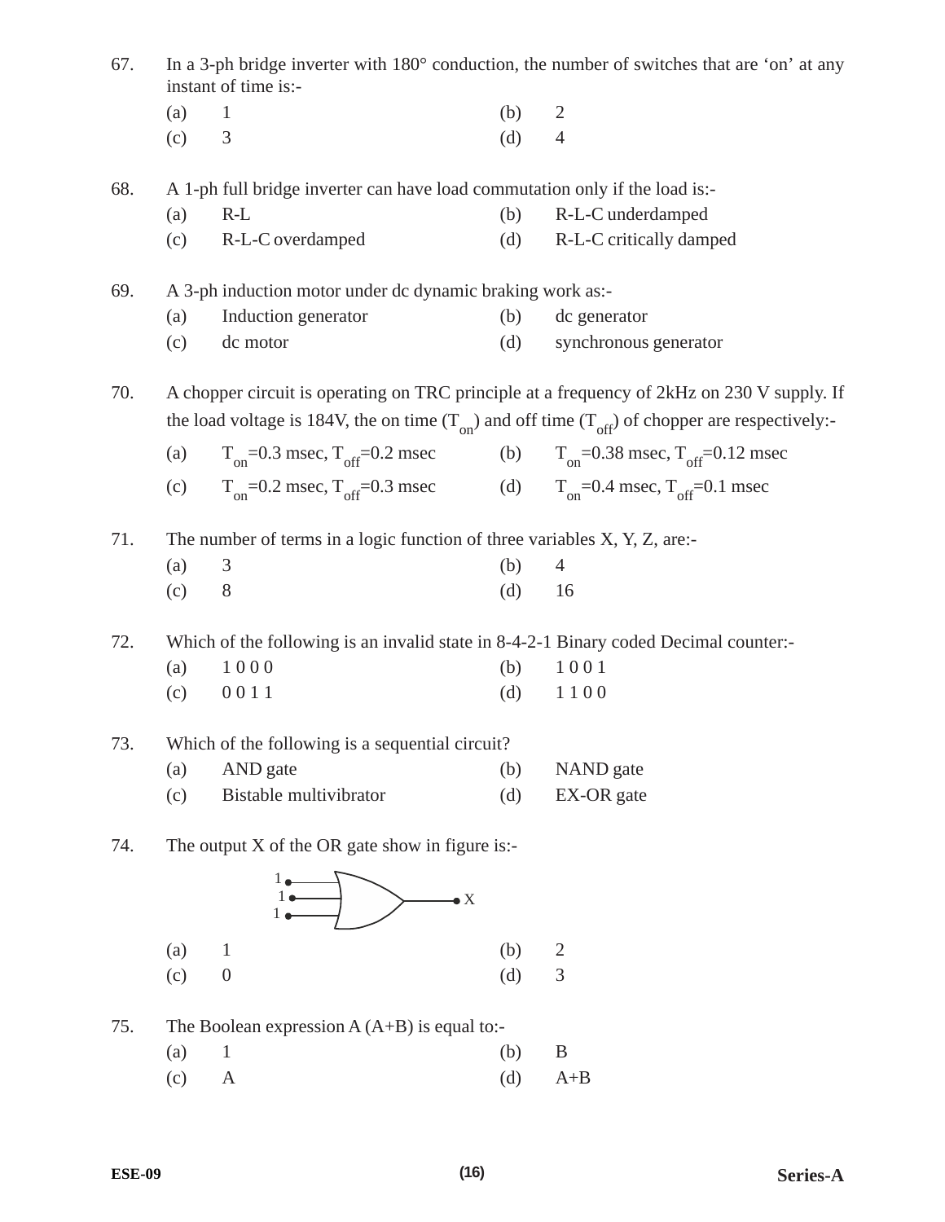67. In a 3-ph bridge inverter with 180° conduction, the number of switches that are 'on' at any instant of time is:-

(a) 1 (b) 2
(c) 3 (d) 4

68. A 1-ph full bridge inverter can have load commutation only if the load is:-

(a) R-L (b) R-L-C underdamped
(c) R-L-C overdamped (d) R-L-C critically damped

69. A 3-ph induction motor under dc dynamic braking work as:-

(a) Induction generator (b) dc generator
(c) dc motor (d) synchronous generator

70. A chopper circuit is operating on TRC principle at a frequency of 2kHz on 230 V supply. If the load voltage is 184V, the on time ($T_{on}$) and off time ($T_{off}$) of chopper are respectively:-

(a) $T_{on}$=0.3 msec, $T_{off}$=0.2 msec (b) $T_{on}$=0.38 msec, $T_{off}$=0.12 msec
(c) $T_{on}$=0.2 msec, $T_{off}$=0.3 msec (d) $T_{on}$=0.4 msec, $T_{off}$=0.1 msec

71. The number of terms in a logic function of three variables X, Y, Z, are:-

(a) 3 (b) 4
(c) 8 (d) 16

72. Which of the following is an invalid state in 8-4-2-1 Binary coded Decimal counter:-

(a) 1 0 0 0 (b) 1 0 0 1
(c) 0 0 1 1 (d) 1 1 0 0

73. Which of the following is a sequential circuit?

(a) AND gate (b) NAND gate
(c) Bistable multivibrator (d) EX-OR gate

74. The output X of the OR gate show in figure is:-

(Figure: three-input OR gate with inputs 1, 1, 1 and output X)

(a) 1 (b) 2
(c) 0 (d) 3

75. The Boolean expression A (A+B) is equal to:-

(a) 1 (b) B
(c) A (d) A+B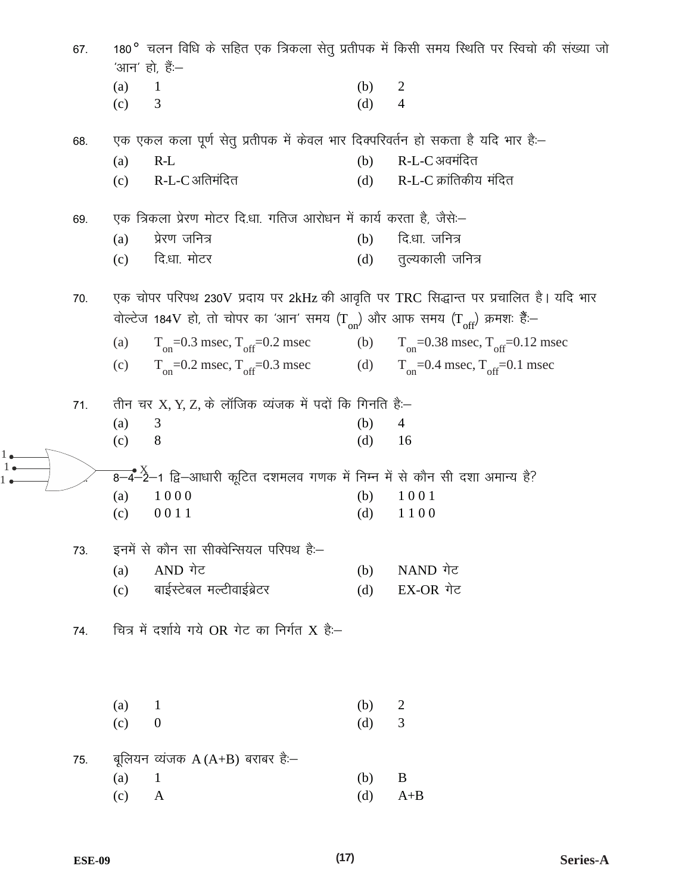67. 180° चलन विधि के सहित एक त्रिकला सेतु प्रतीपक में किसी समय स्थिति पर स्विचो की संख्या जो 'आन' हो, हैं:–

(a) 1 (b) 2

(c) 3 (d) 4

68. एक एकल कला पूर्ण सेतु प्रतीपक में केवल भार दिक्परिवर्तन हो सकता है यदि भार है:–

(a) R-L (b) R-L-C अवमंदित

(c) R-L-C अतिमंदित (d) R-L-C क्रांतिकीय मंदित

69. एक त्रिकला प्रेरण मोटर दि.धा. गतिज आरोधन में कार्य करता है, जैसे:–

(a) प्रेरण जनित्र (b) दि.धा. जनित्र

(c) दि.धा. मोटर (d) तुल्यकाली जनित्र

70. एक चोपर परिपथ 230V प्रदाय पर 2kHz की आवृति पर TRC सिद्धान्त पर प्रचालित है। यदि भार वोल्टेज 184V हो, तो चोपर का 'आन' समय ($T_{on}$) और आफ समय ($T_{off}$) क्रमशः हैं:–

(a) $T_{on}$=0.3 msec, $T_{off}$=0.2 msec (b) $T_{on}$=0.38 msec, $T_{off}$=0.12 msec

(c) $T_{on}$=0.2 msec, $T_{off}$=0.3 msec (d) $T_{on}$=0.4 msec, $T_{off}$=0.1 msec

71. तीन चर X, Y, Z, के लॉजिक व्यंजक में पदों कि गिनति है:–

(a) 3 (b) 4

(c) 8 (d) 16

72. 8–4–2–1 द्वि–आधारी कूटित दशमलव गणक में निम्न में से कौन सी दशा अमान्य है?

(a) 1 0 0 0 (b) 1 0 0 1

(c) 0 0 1 1 (d) 1 1 0 0

73. इनमें से कौन सा सीक्वेन्सियल परिपथ है:–

(a) AND गेट (b) NAND गेट

(c) बाईस्टेबल मल्टीवाईब्रेटर (d) EX-OR गेट

74. चित्र में दर्शाये गये OR गेट का निर्गत X है:–

(OR गेट: निवेश 1, 1, 1; निर्गत X)

(a) 1 (b) 2

(c) 0 (d) 3

75. बूलियन व्यंजक A (A+B) बराबर है:–

(a) 1 (b) B

(c) A (d) A+B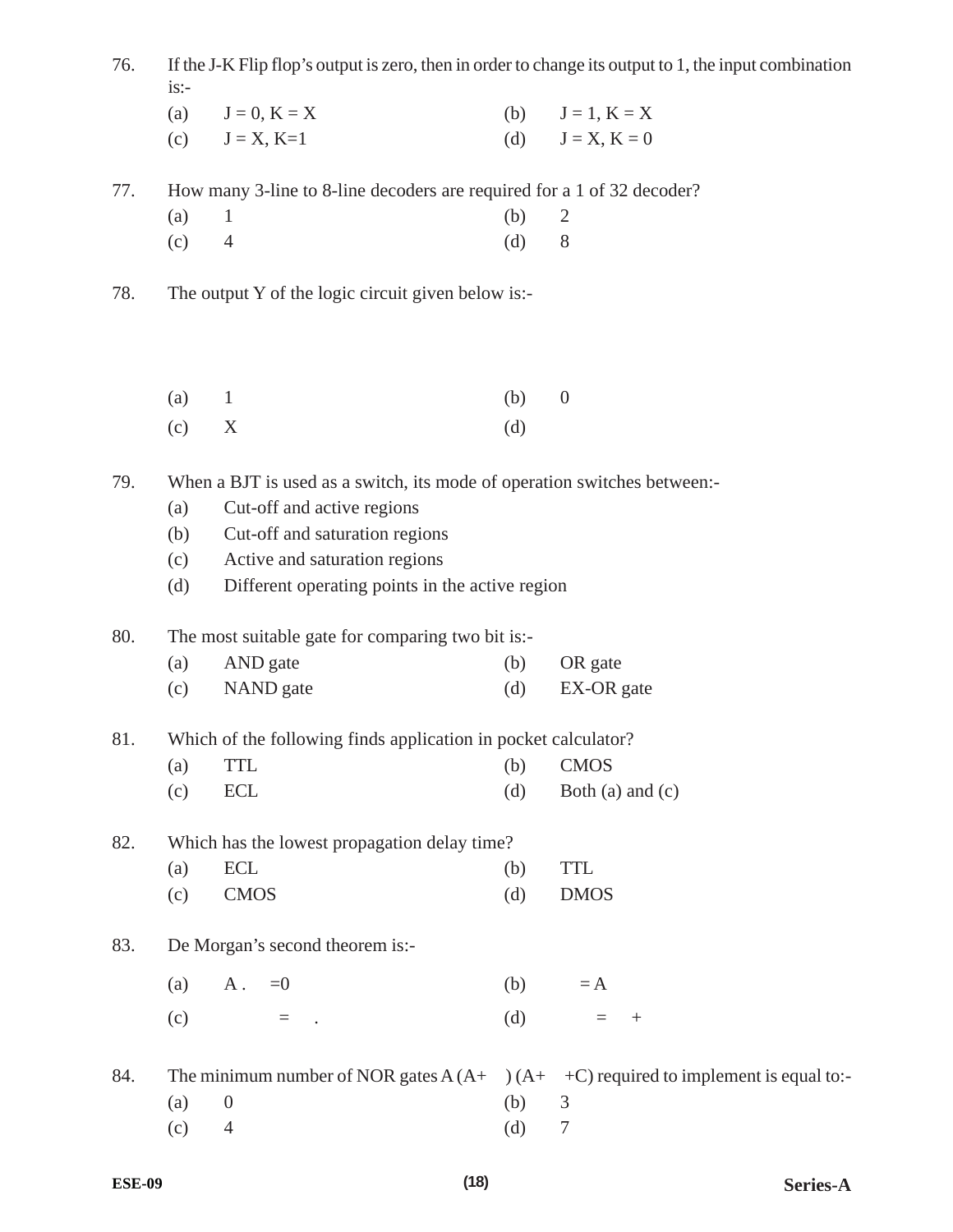76. If the J-K Flip flop's output is zero, then in order to change its output to 1, the input combination is:-

(a) J = 0, K = X (b) J = 1, K = X

(c) J = X, K=1 (d) J = X, K = 0

77. How many 3-line to 8-line decoders are required for a 1 of 32 decoder?

(a) 1 (b) 2

(c) 4 (d) 8

78. The output Y of the logic circuit given below is:-

(a) 1 (b) 0

(c) X (d)

79. When a BJT is used as a switch, its mode of operation switches between:-

(a) Cut-off and active regions

(b) Cut-off and saturation regions

(c) Active and saturation regions

(d) Different operating points in the active region

80. The most suitable gate for comparing two bit is:-

(a) AND gate (b) OR gate

(c) NAND gate (d) EX-OR gate

81. Which of the following finds application in pocket calculator?

(a) TTL (b) CMOS

(c) ECL (d) Both (a) and (c)

82. Which has the lowest propagation delay time?

(a) ECL (b) TTL

(c) CMOS (d) DMOS

83. De Morgan's second theorem is:-

(a) A . =0 (b) = A

(c) = . (d) = +

84. The minimum number of NOR gates A (A+ ) (A+ +C) required to implement is equal to:-

(a) 0 (b) 3

(c) 4 (d) 7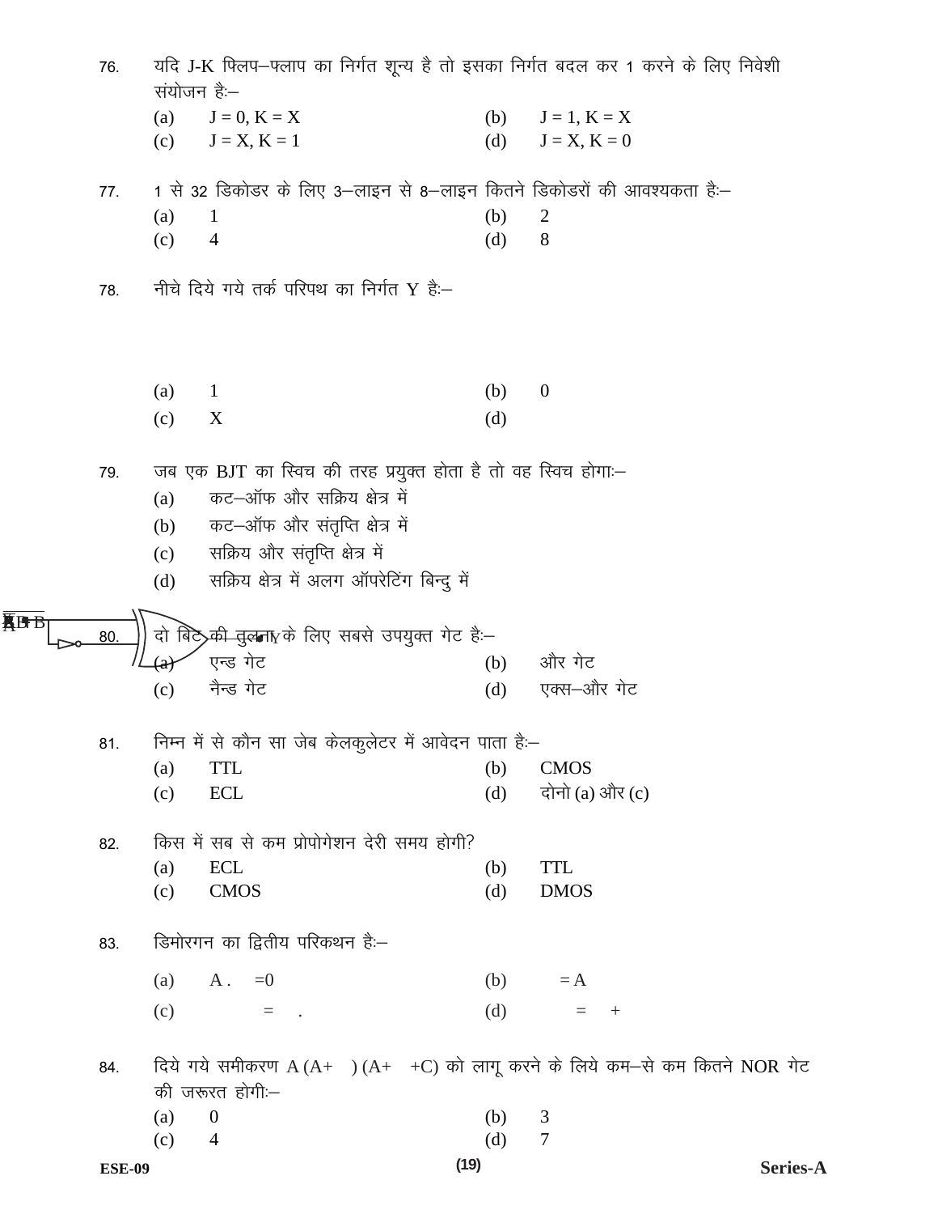76. यदि J-K फ्लिप–फ्लाप का निर्गत शून्य है तो इसका निर्गत बदल कर 1 करने के लिए निवेशी संयोजन है:–

(a) J = 0, K = X  (b) J = 1, K = X
(c) J = X, K = 1  (d) J = X, K = 0

77. 1 से 32 डिकोडर के लिए 3–लाइन से 8–लाइन कितने डिकोडरों की आवश्यकता है:–

(a) 1  (b) 2
(c) 4  (d) 8

78. नीचे दिये गये तर्क परिपथ का निर्गत Y है:–

(a) 1  (b) 0
(c) X  (d)

79. जब एक BJT का स्विच की तरह प्रयुक्त होता है तो वह स्विच होगा:–

(a) कट–ऑफ और सक्रिय क्षेत्र में
(b) कट–ऑफ और संतृप्ति क्षेत्र में
(c) सक्रिय और संतृप्ति क्षेत्र में
(d) सक्रिय क्षेत्र में अलग ऑपरेटिंग बिन्दु में

80. दो बिट की तुलना के लिए सबसे उपयुक्त गेट है:–

(a) एन्ड गेट  (b) और गेट
(c) नैन्ड गेट  (d) एक्स–और गेट

81. निम्न में से कौन सा जेब केलकुलेटर में आवेदन पाता है:–

(a) TTL  (b) CMOS
(c) ECL  (d) दोनो (a) और (c)

82. किस में सब से कम प्रोपोगेशन देरी समय होगी?

(a) ECL  (b) TTL
(c) CMOS  (d) DMOS

83. डिमोरगन का द्वितीय परिकथन है:–

(a) A . =0  (b) = A
(c) = .  (d) = +

84. दिये गये समीकरण A (A+ ) (A+ +C) को लागू करने के लिये कम–से कम कितने NOR गेट की जरूरत होगी:–

(a) 0  (b) 3
(c) 4  (d) 7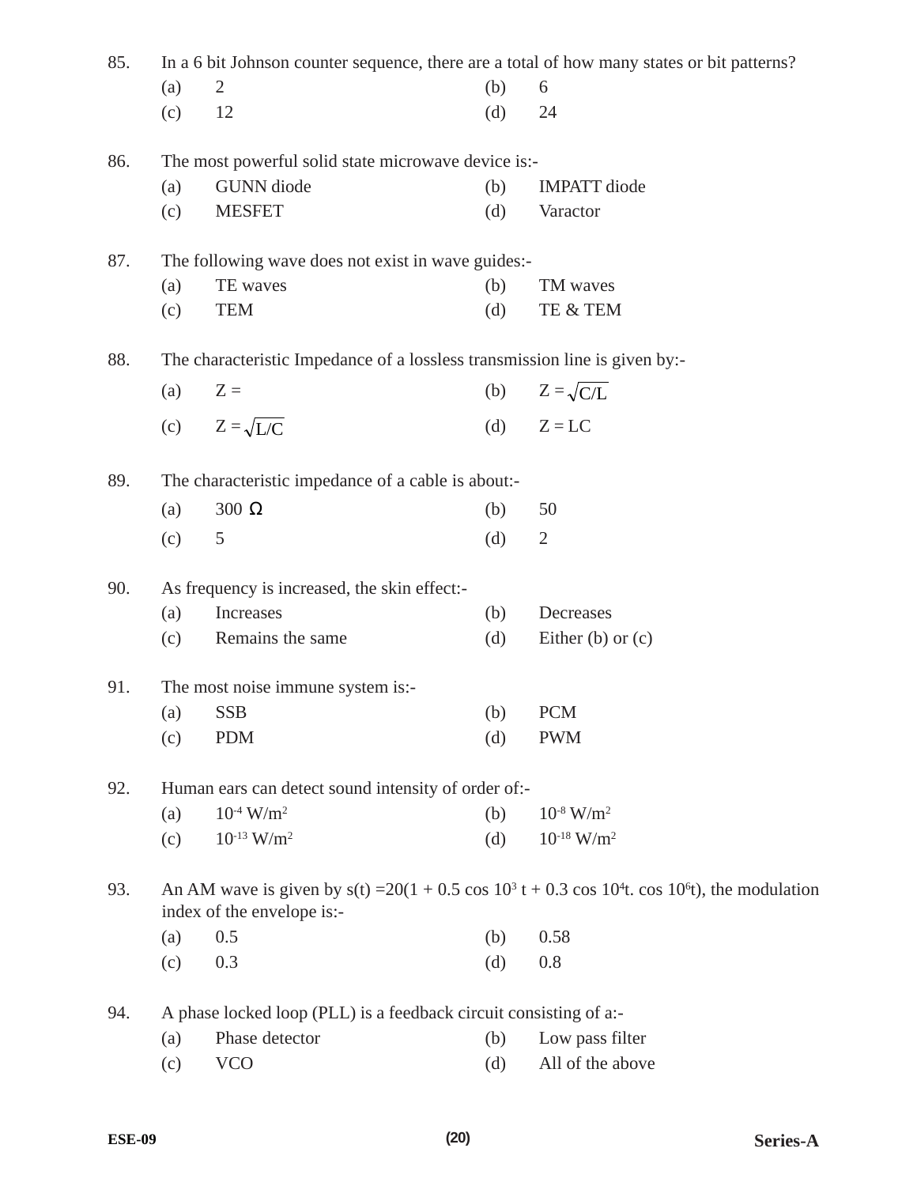85. In a 6 bit Johnson counter sequence, there are a total of how many states or bit patterns?

(a) 2 (b) 6

(c) 12 (d) 24

86. The most powerful solid state microwave device is:-

(a) GUNN diode (b) IMPATT diode

(c) MESFET (d) Varactor

87. The following wave does not exist in wave guides:-

(a) TE waves (b) TM waves

(c) TEM (d) TE & TEM

88. The characteristic Impedance of a lossless transmission line is given by:-

(a) Z = (b) $Z = \sqrt{C/L}$

(c) $Z = \sqrt{L/C}$ (d) Z = LC

89. The characteristic impedance of a cable is about:-

(a) 300 Ω (b) 50

(c) 5 (d) 2

90. As frequency is increased, the skin effect:-

(a) Increases (b) Decreases

(c) Remains the same (d) Either (b) or (c)

91. The most noise immune system is:-

(a) SSB (b) PCM

(c) PDM (d) PWM

92. Human ears can detect sound intensity of order of:-

(a) $10^{-4}$ W/m$^2$ (b) $10^{-8}$ W/m$^2$

(c) $10^{-13}$ W/m$^2$ (d) $10^{-18}$ W/m$^2$

93. An AM wave is given by $s(t) = 20(1 + 0.5 \cos 10^3 t + 0.3 \cos 10^4 t. \cos 10^6 t)$, the modulation index of the envelope is:-

(a) 0.5 (b) 0.58

(c) 0.3 (d) 0.8

94. A phase locked loop (PLL) is a feedback circuit consisting of a:-

(a) Phase detector (b) Low pass filter

(c) VCO (d) All of the above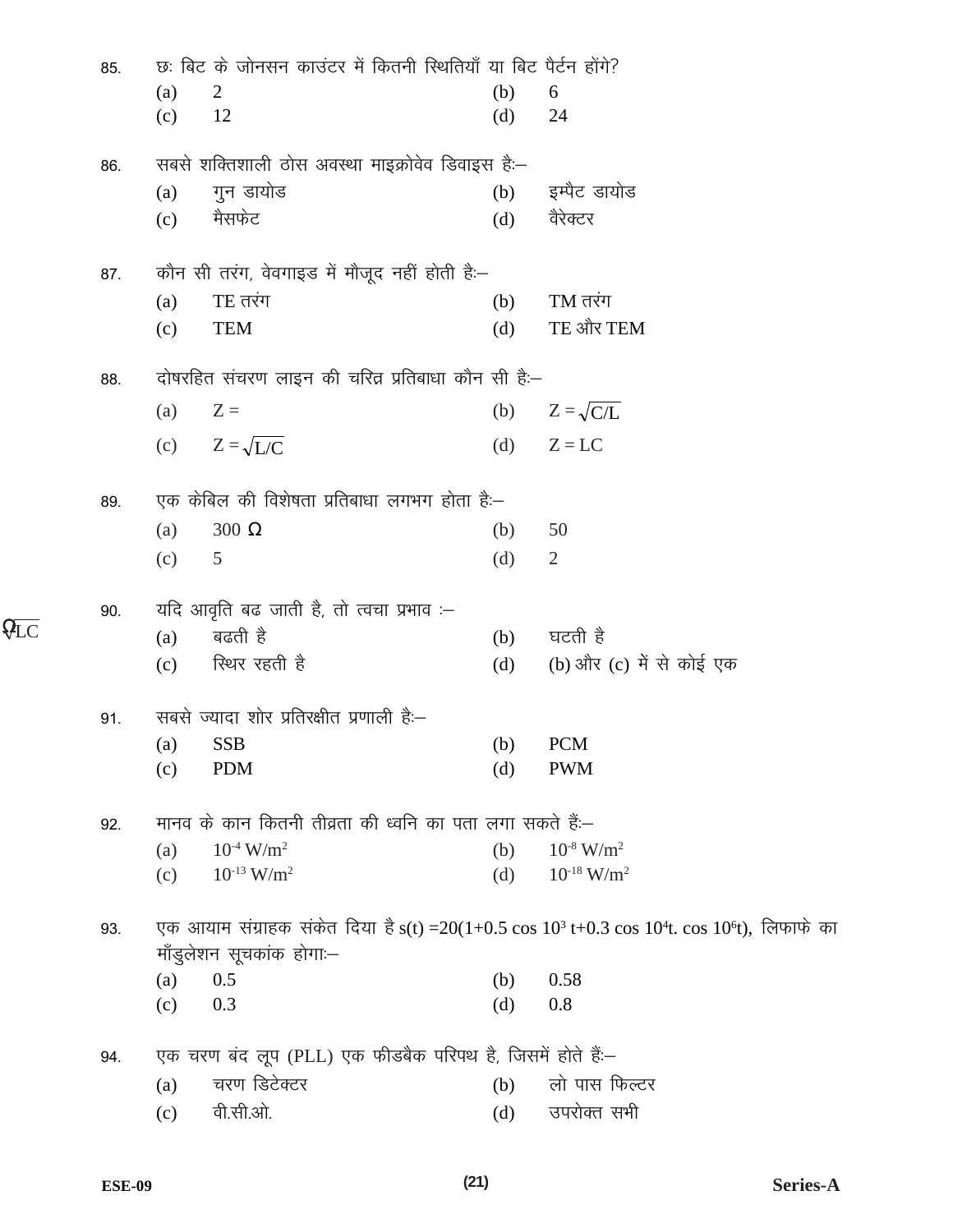85. छः बिट के जोनसन काउंटर में कितनी स्थितियाँ या बिट पैर्टन होंगे?

(a) 2 (b) 6

(c) 12 (d) 24

86. सबसे शक्तिशाली ठोस अवस्था माइक्रोवेव डिवाइस हैः–

(a) गुन डायोड (b) इम्पैट डायोड

(c) मैसफेट (d) वैरेक्टर

87. कौन सी तरंग, वेवगाइड में मौजूद नहीं होती हैः–

(a) TE तरंग (b) TM तरंग

(c) TEM (d) TE और TEM

88. दोषरहित संचरण लाइन की चरित्र प्रतिबाधा कौन सी हैः–

(a) Z = (b) Z = $\sqrt{C/L}$

(c) Z = $\sqrt{L/C}$ (d) Z = LC

89. एक केबिल की विशेषता प्रतिबाधा लगभग होता हैः–

(a) 300 Ω (b) 50

(c) 5 (d) 2

90. यदि आवृति बढ जाती है, तो त्वचा प्रभाव :–

(a) बढती है (b) घटती है

(c) स्थिर रहती है (d) (b) और (c) में से कोई एक

91. सबसे ज्यादा शोर प्रतिरक्षीत प्रणाली हैः–

(a) SSB (b) PCM

(c) PDM (d) PWM

92. मानव के कान कितनी तीव्रता की ध्वनि का पता लगा सकते हैंः–

(a) $10^{-4}$ W/m$^2$ (b) $10^{-8}$ W/m$^2$

(c) $10^{-13}$ W/m$^2$ (d) $10^{-18}$ W/m$^2$

93. एक आयाम संग्राहक संकेत दिया है $s(t) = 20(1+0.5 \cos 10^3 t + 0.3 \cos 10^4 t . \cos 10^6 t)$, लिफाफे का माँडुलेशन सूचकांक होगाः–

(a) 0.5 (b) 0.58

(c) 0.3 (d) 0.8

94. एक चरण बंद लूप (PLL) एक फीडबैक परिपथ है, जिसमें होते हैंः–

(a) चरण डिटेक्टर (b) लो पास फिल्टर

(c) वी.सी.ओ. (d) उपरोक्त सभी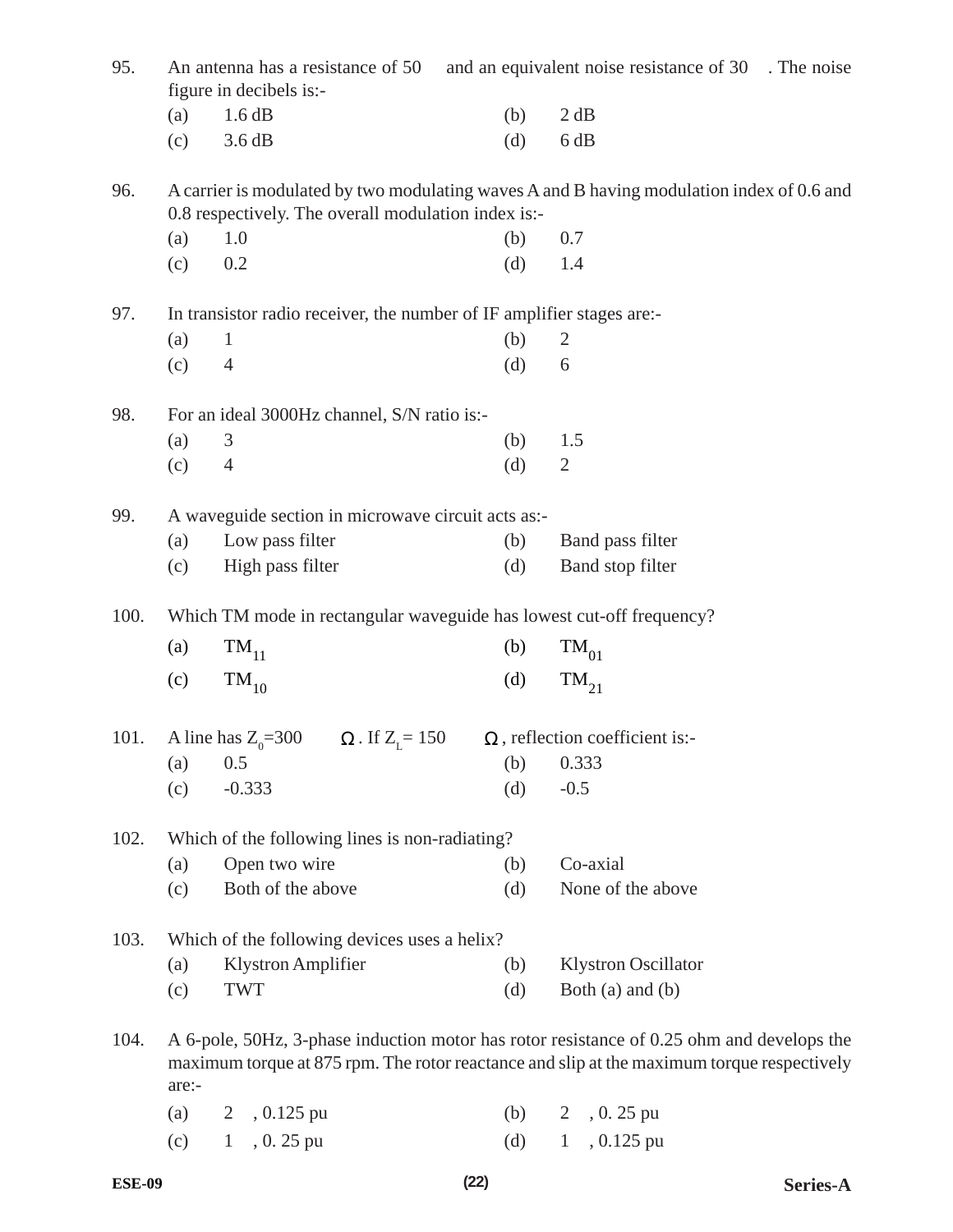95. An antenna has a resistance of 50 and an equivalent noise resistance of 30 . The noise figure in decibels is:-

(a) 1.6 dB (b) 2 dB

(c) 3.6 dB (d) 6 dB

96. A carrier is modulated by two modulating waves A and B having modulation index of 0.6 and 0.8 respectively. The overall modulation index is:-

(a) 1.0 (b) 0.7

(c) 0.2 (d) 1.4

97. In transistor radio receiver, the number of IF amplifier stages are:-

(a) 1 (b) 2

(c) 4 (d) 6

98. For an ideal 3000Hz channel, S/N ratio is:-

(a) 3 (b) 1.5

(c) 4 (d) 2

99. A waveguide section in microwave circuit acts as:-

(a) Low pass filter (b) Band pass filter

(c) High pass filter (d) Band stop filter

100. Which TM mode in rectangular waveguide has lowest cut-off frequency?

(a) $TM_{11}$ (b) $TM_{01}$

(c) $TM_{10}$ (d) $TM_{21}$

101. A line has $Z_0$=300 $\Omega$. If $Z_L$= 150 $\Omega$, reflection coefficient is:-

(a) 0.5 (b) 0.333

(c) -0.333 (d) -0.5

102. Which of the following lines is non-radiating?

(a) Open two wire (b) Co-axial

(c) Both of the above (d) None of the above

103. Which of the following devices uses a helix?

(a) Klystron Amplifier (b) Klystron Oscillator

(c) TWT (d) Both (a) and (b)

104. A 6-pole, 50Hz, 3-phase induction motor has rotor resistance of 0.25 ohm and develops the maximum torque at 875 rpm. The rotor reactance and slip at the maximum torque respectively are:-

(a) 2 , 0.125 pu (b) 2 , 0. 25 pu

(c) 1 , 0. 25 pu (d) 1 , 0.125 pu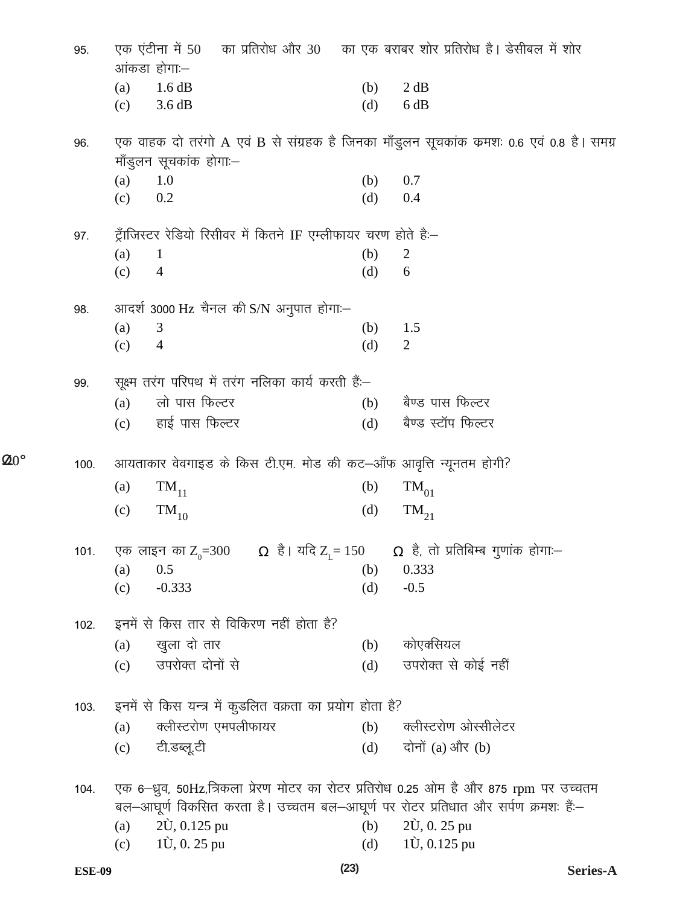95. एक एंटीना में 50 का प्रतिरोध और 30 का एक बराबर शोर प्रतिरोध है। डेसीबल में शोर आंकडा होगाः–

(a) 1.6 dB (b) 2 dB
(c) 3.6 dB (d) 6 dB

96. एक वाहक दो तरंगो A एवं B से संग्रहक है जिनका मॉडुलन सूचकांक क्रमशः 0.6 एवं 0.8 है। समग्र मॉडुलन सूचकांक होगाः–

(a) 1.0 (b) 0.7
(c) 0.2 (d) 0.4

97. ट्रॅांजिस्टर रेडियो रिसीवर में कितने IF एम्लीफायर चरण होते हैः–

(a) 1 (b) 2
(c) 4 (d) 6

98. आदर्श 3000 Hz चैनल की S/N अनुपात होगाः–

(a) 3 (b) 1.5
(c) 4 (d) 2

99. सूक्ष्म तरंग परिपथ में तरंग नलिका कार्य करती हैंः–

(a) लो पास फिल्टर (b) बैण्ड पास फिल्टर
(c) हाई पास फिल्टर (d) बैण्ड स्टॉप फिल्टर

100. आयताकार वेवगाइड के किस टी.एम. मोड की कट–ऑफ आवृत्ति न्यूनतम होगी?

(a) $TM_{11}$ (b) $TM_{01}$
(c) $TM_{10}$ (d) $TM_{21}$

101. एक लाइन का $Z_0$=300 Ω है। यदि $Z_L$= 150 Ω है, तो प्रतिबिम्ब गुणांक होगाः–

(a) 0.5 (b) 0.333
(c) -0.333 (d) -0.5

102. इनमें से किस तार से विकिरण नहीं होता है?

(a) खुला दो तार (b) कोएक्सियल
(c) उपरोक्त दोनों से (d) उपरोक्त से कोई नहीं

103. इनमें से किस यन्त्र में कुडलित वक्रता का प्रयोग होता है?

(a) क्लीस्टरोण एमपलीफायर (b) क्लीस्टरोण ओस्सीलेटर
(c) टी.डब्लू.टी (d) दोनों (a) और (b)

104. एक 6–ध्रुव, 50Hz,त्रिकला प्रेरण मोटर का रोटर प्रतिरोध 0.25 ओम है और 875 rpm पर उच्चतम बल–आघूर्ण विकसित करता है। उच्चतम बल–आघूर्ण पर रोटर प्रतिधात और सर्पण क्रमशः हैंः–

(a) 2Ù, 0.125 pu (b) 2Ù, 0. 25 pu
(c) 1Ù, 0. 25 pu (d) 1Ù, 0.125 pu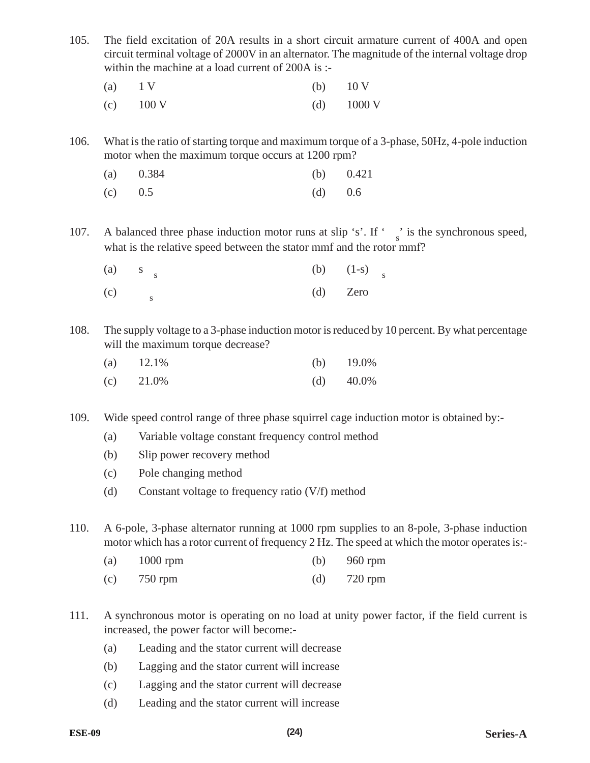105. The field excitation of 20A results in a short circuit armature current of 400A and open circuit terminal voltage of 2000V in an alternator. The magnitude of the internal voltage drop within the machine at a load current of 200A is :-

(a) 1 V (b) 10 V

(c) 100 V (d) 1000 V

106. What is the ratio of starting torque and maximum torque of a 3-phase, 50Hz, 4-pole induction motor when the maximum torque occurs at 1200 rpm?

(a) 0.384 (b) 0.421

(c) 0.5 (d) 0.6

107. A balanced three phase induction motor runs at slip ‘s’. If ‘ $_s$’ is the synchronous speed, what is the relative speed between the stator mmf and the rotor mmf?

(a) s $_s$ (b) (1-s) $_s$

(c) $_s$ (d) Zero

108. The supply voltage to a 3-phase induction motor is reduced by 10 percent. By what percentage will the maximum torque decrease?

(a) 12.1% (b) 19.0%

(c) 21.0% (d) 40.0%

109. Wide speed control range of three phase squirrel cage induction motor is obtained by:-

(a) Variable voltage constant frequency control method

(b) Slip power recovery method

(c) Pole changing method

(d) Constant voltage to frequency ratio (V/f) method

110. A 6-pole, 3-phase alternator running at 1000 rpm supplies to an 8-pole, 3-phase induction motor which has a rotor current of frequency 2 Hz. The speed at which the motor operates is:-

(a) 1000 rpm (b) 960 rpm

(c) 750 rpm (d) 720 rpm

111. A synchronous motor is operating on no load at unity power factor, if the field current is increased, the power factor will become:-

(a) Leading and the stator current will decrease

(b) Lagging and the stator current will increase

(c) Lagging and the stator current will decrease

(d) Leading and the stator current will increase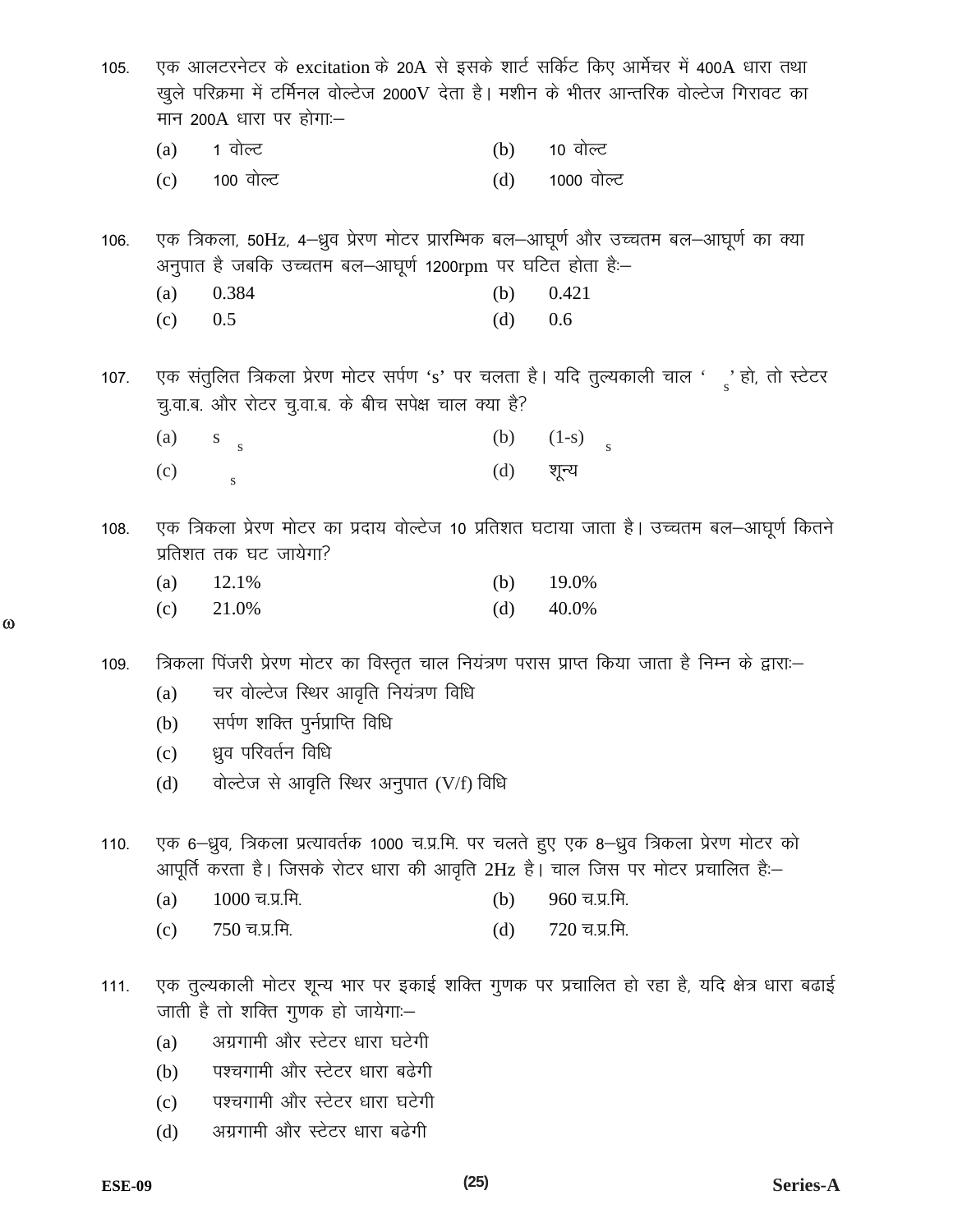105. एक आलटरनेटर के excitation के 20A से इसके शार्ट सर्किट किए आर्मेचर में 400A धारा तथा खुले परिक्रमा में टर्मिनल वोल्टेज 2000V देता है। मशीन के भीतर आन्तरिक वोल्टेज गिरावट का मान 200A धारा पर होगाः–

(a) 1 वोल्ट
(b) 10 वोल्ट
(c) 100 वोल्ट
(d) 1000 वोल्ट

106. एक त्रिकला, 50Hz, 4–ध्रुव प्रेरण मोटर प्रारम्भिक बल–आघूर्ण और उच्चतम बल–आघूर्ण का क्या अनुपात है जबकि उच्चतम बल–आघूर्ण 1200rpm पर घटित होता हैः–

(a) 0.384
(b) 0.421
(c) 0.5
(d) 0.6

107. एक संतुलित त्रिकला प्रेरण मोटर सर्पण ‘s’ पर चलता है। यदि तुल्यकाली चाल ‘ $_s$’ हो, तो स्टेटर चु.वा.ब. और रोटर चु.वा.ब. के बीच सपेक्ष चाल क्या है?

(a) s $_s$
(b) (1-s) $_s$
(c) $_s$
(d) शून्य

108. एक त्रिकला प्रेरण मोटर का प्रदाय वोल्टेज 10 प्रतिशत घटाया जाता है। उच्चतम बल–आघूर्ण कितने प्रतिशत तक घट जायेगा?

(a) 12.1%
(b) 19.0%
(c) 21.0%
(d) 40.0%

ω

109. त्रिकला पिंजरी प्रेरण मोटर का विस्तृत चाल नियंत्रण परास प्राप्त किया जाता है निम्न के द्वाराः–

(a) चर वोल्टेज स्थिर आवृति नियंत्रण विधि
(b) सर्पण शक्ति पुर्नप्राप्ति विधि
(c) ध्रुव परिवर्तन विधि
(d) वोल्टेज से आवृति स्थिर अनुपात (V/f) विधि

110. एक 6–ध्रुव, त्रिकला प्रत्यावर्तक 1000 च.प्र.मि. पर चलते हुए एक 8–ध्रुव त्रिकला प्रेरण मोटर को आपूर्ति करता है। जिसके रोटर धारा की आवृति 2Hz है। चाल जिस पर मोटर प्रचालित हैः–

(a) 1000 च.प्र.मि.
(b) 960 च.प्र.मि.
(c) 750 च.प्र.मि.
(d) 720 च.प्र.मि.

111. एक तुल्यकाली मोटर शून्य भार पर इकाई शक्ति गुणक पर प्रचालित हो रहा है, यदि क्षेत्र धारा बढाई जाती है तो शक्ति गुणक हो जायेगाः–

(a) अग्रगामी और स्टेटर धारा घटेगी
(b) पश्चगामी और स्टेटर धारा बढेगी
(c) पश्चगामी और स्टेटर धारा घटेगी
(d) अग्रगामी और स्टेटर धारा बढेगी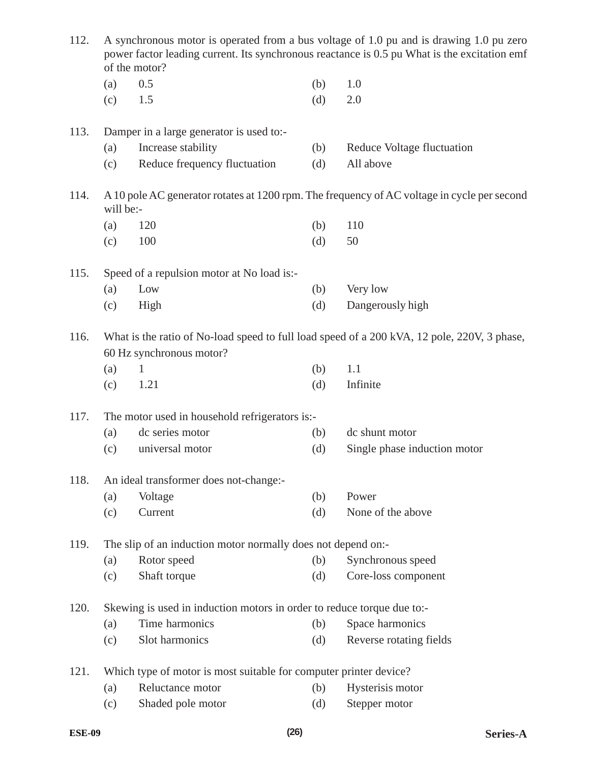112. A synchronous motor is operated from a bus voltage of 1.0 pu and is drawing 1.0 pu zero power factor leading current. Its synchronous reactance is 0.5 pu What is the excitation emf of the motor?

(a) 0.5 (b) 1.0
(c) 1.5 (d) 2.0

113. Damper in a large generator is used to:-

(a) Increase stability (b) Reduce Voltage fluctuation
(c) Reduce frequency fluctuation (d) All above

114. A 10 pole AC generator rotates at 1200 rpm. The frequency of AC voltage in cycle per second will be:-

(a) 120 (b) 110
(c) 100 (d) 50

115. Speed of a repulsion motor at No load is:-

(a) Low (b) Very low
(c) High (d) Dangerously high

116. What is the ratio of No-load speed to full load speed of a 200 kVA, 12 pole, 220V, 3 phase, 60 Hz synchronous motor?

(a) 1 (b) 1.1
(c) 1.21 (d) Infinite

117. The motor used in household refrigerators is:-

(a) dc series motor (b) dc shunt motor
(c) universal motor (d) Single phase induction motor

118. An ideal transformer does not-change:-

(a) Voltage (b) Power
(c) Current (d) None of the above

119. The slip of an induction motor normally does not depend on:-

(a) Rotor speed (b) Synchronous speed
(c) Shaft torque (d) Core-loss component

120. Skewing is used in induction motors in order to reduce torque due to:-

(a) Time harmonics (b) Space harmonics
(c) Slot harmonics (d) Reverse rotating fields

121. Which type of motor is most suitable for computer printer device?

(a) Reluctance motor (b) Hysterisis motor
(c) Shaded pole motor (d) Stepper motor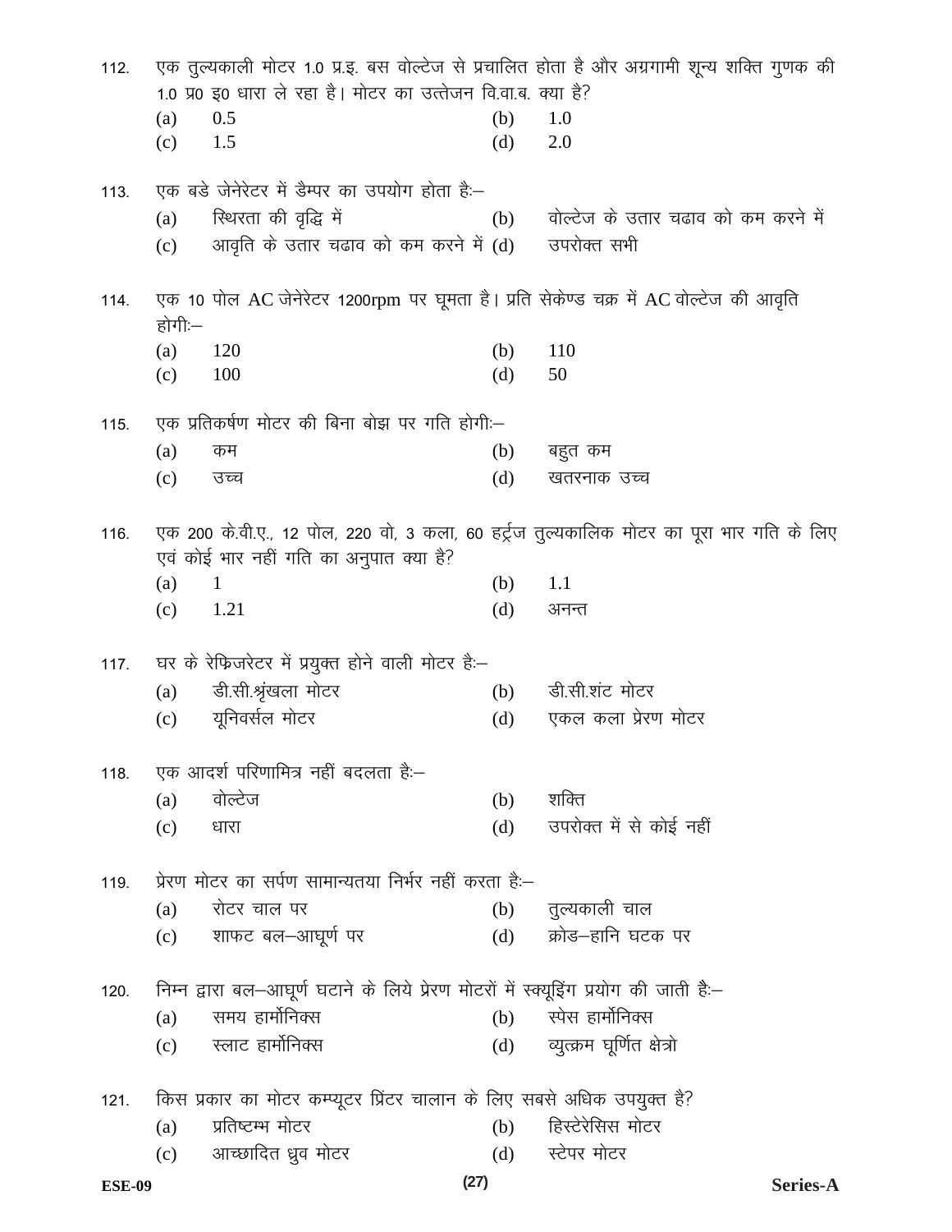112. एक तुल्यकाली मोटर 1.0 प्र.इ. बस वोल्टेज से प्रचालित होता है और अग्रगामी शून्य शक्ति गुणक की 1.0 प्र0 इ0 धारा ले रहा है। मोटर का उत्तेजन वि.वा.ब. क्या है?

(a) 0.5 (b) 1.0
(c) 1.5 (d) 2.0

113. एक बडे जेनेरेटर में डैम्पर का उपयोग होता हैः–

(a) स्थिरता की वृद्धि में (b) वोल्टेज के उतार चढाव को कम करने में
(c) आवृति के उतार चढाव को कम करने में (d) उपरोक्त सभी

114. एक 10 पोल AC जेनेरेटर 1200rpm पर घूमता है। प्रति सेकेण्ड चक्र में AC वोल्टेज की आवृति होगीः–

(a) 120 (b) 110
(c) 100 (d) 50

115. एक प्रतिकर्षण मोटर की बिना बोझ पर गति होगीः–

(a) कम (b) बहुत कम
(c) उच्च (d) खतरनाक उच्च

116. एक 200 के.वी.ए., 12 पोल, 220 वो, 3 कला, 60 हर्ट्रज तुल्यकालिक मोटर का पूरा भार गति के लिए एवं कोई भार नहीं गति का अनुपात क्या है?

(a) 1 (b) 1.1
(c) 1.21 (d) अनन्त

117. घर के रेफ्रिजरेटर में प्रयुक्त होने वाली मोटर हैः–

(a) डी.सी.श्रृंखला मोटर (b) डी.सी.शंट मोटर
(c) यूनिवर्सल मोटर (d) एकल कला प्रेरण मोटर

118. एक आदर्श परिणामित्र नहीं बदलता हैः–

(a) वोल्टेज (b) शक्ति
(c) धारा (d) उपरोक्त में से कोई नहीं

119. प्रेरण मोटर का सर्पण सामान्यतया निर्भर नहीं करता हैः–

(a) रोटर चाल पर (b) तुल्यकाली चाल
(c) शाफट बल–आघूर्ण पर (d) क्रोड–हानि घटक पर

120. निम्न द्वारा बल–आघूर्ण घटाने के लिये प्रेरण मोटरों में स्क्यूइंग प्रयोग की जाती हैः–

(a) समय हार्मोनिक्स (b) स्पेस हार्मोनिक्स
(c) स्लाट हार्मोनिक्स (d) व्युत्क्रम घूर्णित क्षेत्रो

121. किस प्रकार का मोटर कम्प्यूटर प्रिंटर चालान के लिए सबसे अधिक उपयुक्त है?

(a) प्रतिष्टम्भ मोटर (b) हिस्टेरेसिस मोटर
(c) आच्छादित ध्रुव मोटर (d) स्टेपर मोटर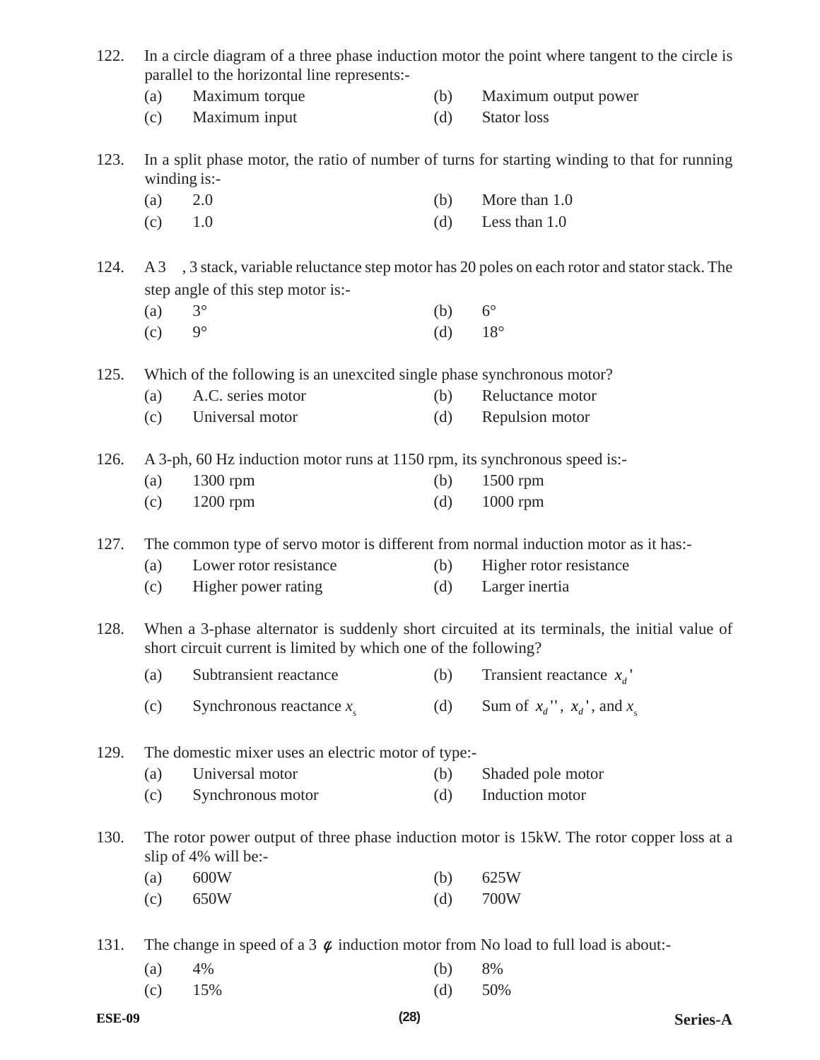122. In a circle diagram of a three phase induction motor the point where tangent to the circle is parallel to the horizontal line represents:-

(a) Maximum torque (b) Maximum output power

(c) Maximum input (d) Stator loss

123. In a split phase motor, the ratio of number of turns for starting winding to that for running winding is:-

(a) 2.0 (b) More than 1.0

(c) 1.0 (d) Less than 1.0

124. A 3 , 3 stack, variable reluctance step motor has 20 poles on each rotor and stator stack. The step angle of this step motor is:-

(a) 3° (b) 6°

(c) 9° (d) 18°

125. Which of the following is an unexcited single phase synchronous motor?

(a) A.C. series motor (b) Reluctance motor

(c) Universal motor (d) Repulsion motor

126. A 3-ph, 60 Hz induction motor runs at 1150 rpm, its synchronous speed is:-

(a) 1300 rpm (b) 1500 rpm

(c) 1200 rpm (d) 1000 rpm

127. The common type of servo motor is different from normal induction motor as it has:-

(a) Lower rotor resistance (b) Higher rotor resistance

(c) Higher power rating (d) Larger inertia

128. When a 3-phase alternator is suddenly short circuited at its terminals, the initial value of short circuit current is limited by which one of the following?

(a) Subtransient reactance (b) Transient reactance $x_d'$

(c) Synchronous reactance $x_s$ (d) Sum of $x_d''$, $x_d'$, and $x_s$

129. The domestic mixer uses an electric motor of type:-

(a) Universal motor (b) Shaded pole motor

(c) Synchronous motor (d) Induction motor

130. The rotor power output of three phase induction motor is 15kW. The rotor copper loss at a slip of 4% will be:-

(a) 600W (b) 625W

(c) 650W (d) 700W

131. The change in speed of a 3 $\phi$ induction motor from No load to full load is about:-

(a) 4% (b) 8%

(c) 15% (d) 50%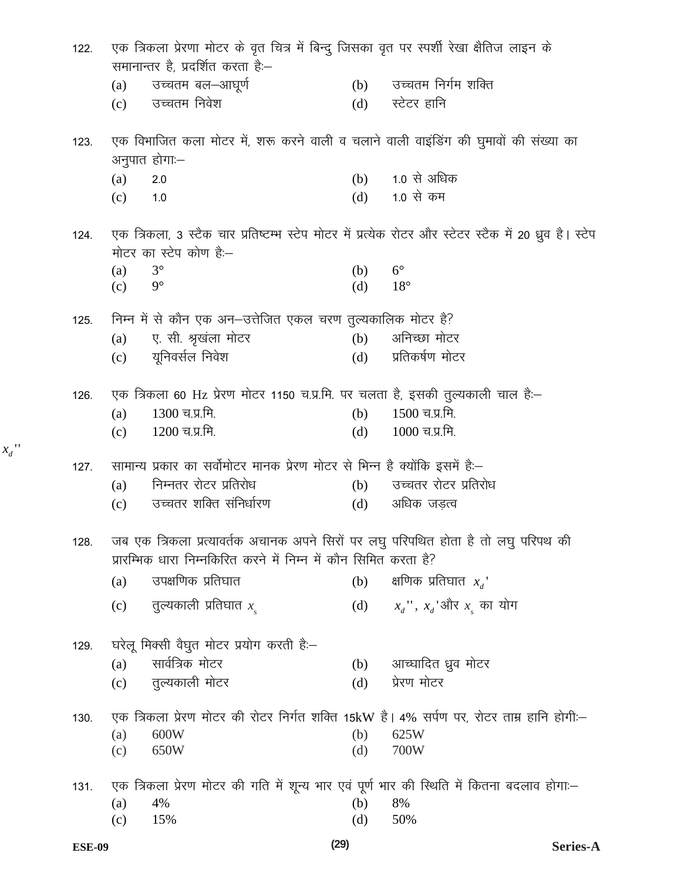122. एक त्रिकला प्रेरणा मोटर के वृत चित्र में बिन्दु जिसका वृत पर स्पर्शी रेखा क्षैतिज लाइन के समानान्तर है, प्रदर्शित करता हैः–

(a) उच्चतम बल–आघूर्ण
(b) उच्चतम निर्गम शक्ति
(c) उच्चतम निवेश
(d) स्टेटर हानि

123. एक विभाजित कला मोटर में, शुरू करने वाली व चलाने वाली वाइंडिंग की घुमावों की संख्या का अनुपात होगाः–

(a) 2.0
(b) 1.0 से अधिक
(c) 1.0
(d) 1.0 से कम

124. एक त्रिकला, 3 स्टैक चार प्रतिष्टम्भ स्टेप मोटर में प्रत्येक रोटर और स्टेटर स्टैक में 20 ध्रुव है। स्टेप मोटर का स्टेप कोण हैः–

(a) 3°
(b) 6°
(c) 9°
(d) 18°

125. निम्न में से कौन एक अन–उत्तेजित एकल चरण तुल्यकालिक मोटर है?

(a) ए. सी. श्रृखंला मोटर
(b) अनिच्छा मोटर
(c) यूनिवर्सल निवेश
(d) प्रतिकर्षण मोटर

126. एक त्रिकला 60 Hz प्रेरण मोटर 1150 च.प्र.मि. पर चलता है, इसकी तुल्यकाली चाल हैः–

(a) 1300 च.प्र.मि.
(b) 1500 च.प्र.मि.
(c) 1200 च.प्र.मि.
(d) 1000 च.प्र.मि.

127. सामान्य प्रकार का सर्वोमोटर मानक प्रेरण मोटर से भिन्न है क्योंकि इसमें हैः–

(a) निम्नतर रोटर प्रतिरोध
(b) उच्चतर रोटर प्रतिरोध
(c) उच्चतर शक्ति संनिर्धारण
(d) अधिक जड़त्व

128. जब एक त्रिकला प्रत्यावर्तक अचानक अपने सिरों पर लघु परिपथित होता है तो लघु परिपथ की प्रारम्भिक धारा निम्नकिरित करने में निम्न में कौन सिमित करता है?

(a) उपक्षणिक प्रतिघात
(b) क्षणिक प्रतिघात $x_d'$
(c) तुल्यकाली प्रतिघात $x_s$
(d) $x_d''$, $x_d'$और $x_s$ का योग

129. घरेलू मिक्सी वैघुत मोटर प्रयोग करती हैः–

(a) सार्वत्रिक मोटर
(b) आच्छादित ध्रुव मोटर
(c) तुल्यकाली मोटर
(d) प्रेरण मोटर

130. एक त्रिकला प्रेरण मोटर की रोटर निर्गत शक्ति 15kW है। 4% सर्पण पर, रोटर ताम्र हानि होगीः–

(a) 600W
(b) 625W
(c) 650W
(d) 700W

131. एक त्रिकला प्रेरण मोटर की गति में शून्य भार एवं पूर्ण भार की स्थिति में कितना बदलाव होगाः–

(a) 4%
(b) 8%
(c) 15%
(d) 50%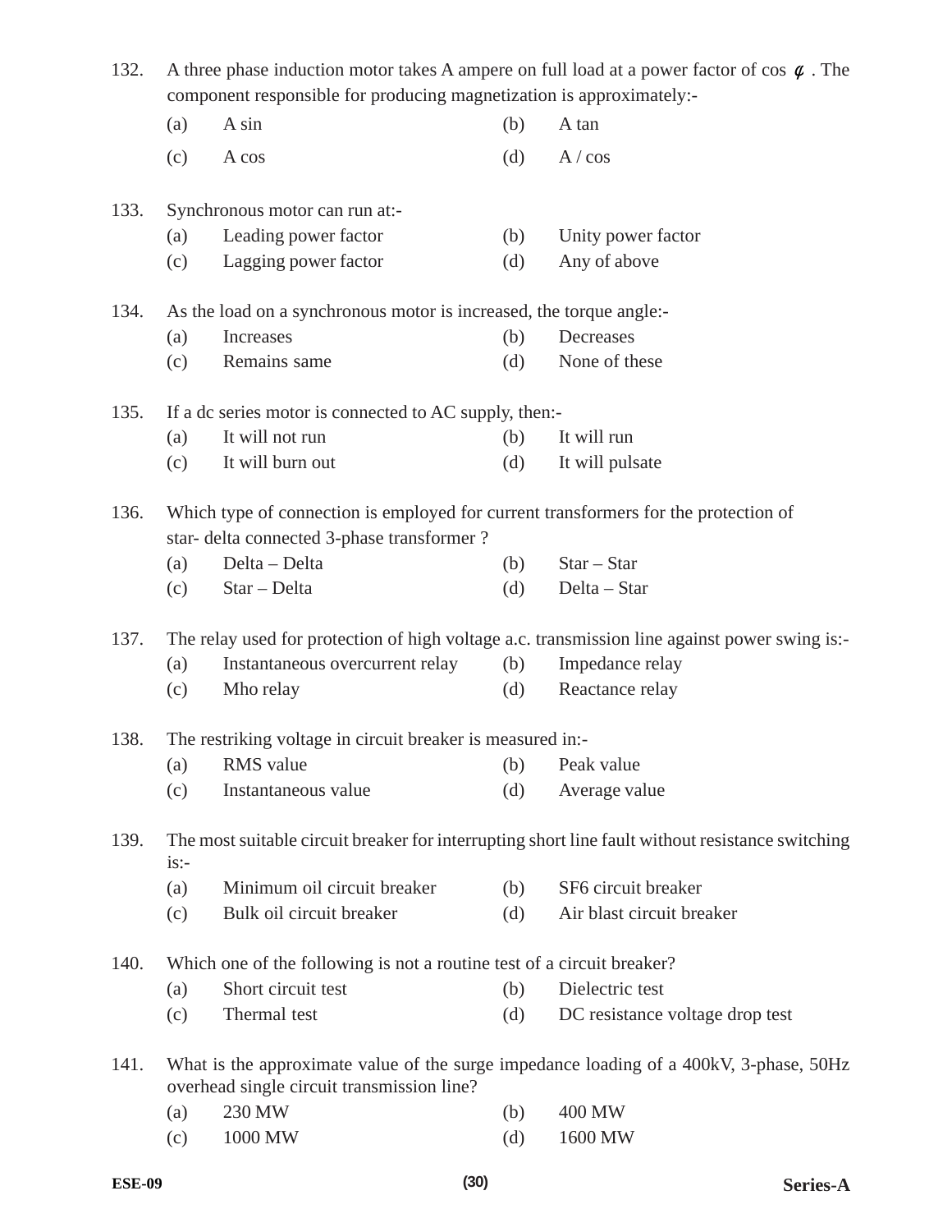132. A three phase induction motor takes A ampere on full load at a power factor of cos $\phi$ . The component responsible for producing magnetization is approximately:-

(a) A sin (b) A tan

(c) A cos (d) A / cos

133. Synchronous motor can run at:-

(a) Leading power factor (b) Unity power factor

(c) Lagging power factor (d) Any of above

134. As the load on a synchronous motor is increased, the torque angle:-

(a) Increases (b) Decreases

(c) Remains same (d) None of these

135. If a dc series motor is connected to AC supply, then:-

(a) It will not run (b) It will run

(c) It will burn out (d) It will pulsate

136. Which type of connection is employed for current transformers for the protection of star- delta connected 3-phase transformer ?

(a) Delta – Delta (b) Star – Star

(c) Star – Delta (d) Delta – Star

137. The relay used for protection of high voltage a.c. transmission line against power swing is:-

(a) Instantaneous overcurrent relay (b) Impedance relay

(c) Mho relay (d) Reactance relay

138. The restriking voltage in circuit breaker is measured in:-

(a) RMS value (b) Peak value

(c) Instantaneous value (d) Average value

139. The most suitable circuit breaker for interrupting short line fault without resistance switching is:-

(a) Minimum oil circuit breaker (b) SF6 circuit breaker

(c) Bulk oil circuit breaker (d) Air blast circuit breaker

140. Which one of the following is not a routine test of a circuit breaker?

(a) Short circuit test (b) Dielectric test

(c) Thermal test (d) DC resistance voltage drop test

141. What is the approximate value of the surge impedance loading of a 400kV, 3-phase, 50Hz overhead single circuit transmission line?

(a) 230 MW (b) 400 MW

(c) 1000 MW (d) 1600 MW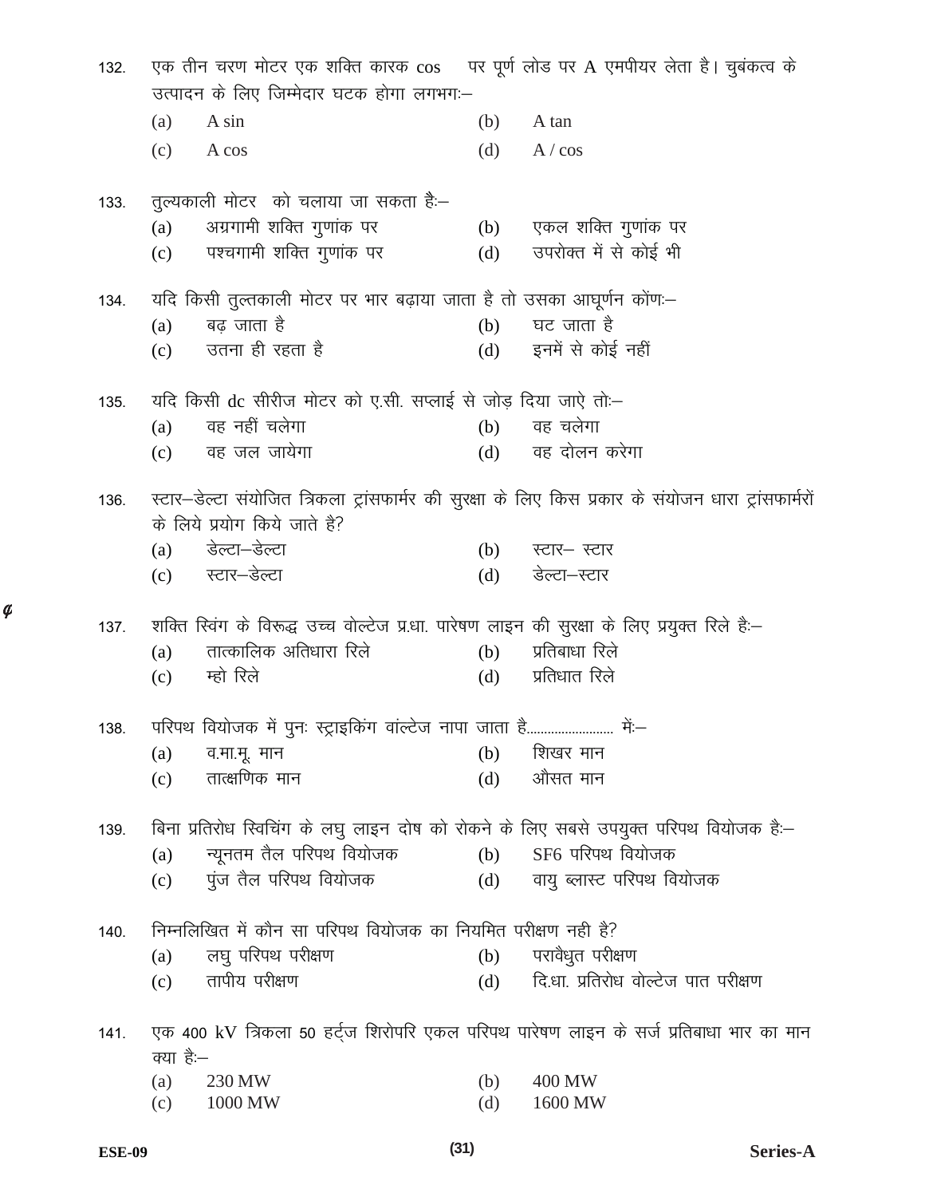132. एक तीन चरण मोटर एक शक्ति कारक cos  पर पूर्ण लोड पर A एमपीयर लेता है। चुबंकत्व के उत्पादन के लिए जिम्मेदार घटक होगा लगभगः–

(a) A sin (b) A tan
(c) A cos (d) A / cos

133. तुल्यकाली मोटर को चलाया जा सकता हैः–

(a) अग्रगामी शक्ति गुणांक पर (b) एकल शक्ति गुणांक पर
(c) पश्चगामी शक्ति गुणांक पर (d) उपरोक्त में से कोई भी

134. यदि किसी तुल्तकाली मोटर पर भार बढ़ाया जाता है तो उसका आघूर्णन कोंणः–

(a) बढ़ जाता है (b) घट जाता है
(c) उतना ही रहता है (d) इनमें से कोई नहीं

135. यदि किसी dc सीरीज मोटर को ए.सी. सप्लाई से जोड़ दिया जाऐ तोः–

(a) वह नहीं चलेगा (b) वह चलेगा
(c) वह जल जायेगा (d) वह दोलन करेगा

136. स्टार–डेल्टा संयोजित त्रिकला ट्रांसफार्मर की सुरक्षा के लिए किस प्रकार के संयोजन धारा ट्रांसफार्मरों के लिये प्रयोग किये जाते है?

(a) डेल्टा–डेल्टा (b) स्टार– स्टार
(c) स्टार–डेल्टा (d) डेल्टा–स्टार

137. शक्ति स्विंग के विरूद्ध उच्च वोल्टेज प्र.धा. पारेषण लाइन की सुरक्षा के लिए प्रयुक्त रिले हैः–

(a) तात्कालिक अतिधारा रिले (b) प्रतिबाधा रिले
(c) म्हो रिले (d) प्रतिधात रिले

138. परिपथ वियोजक में पुनः स्ट्राइकिंग वांल्टेज नापा जाता है........................ मेंः–

(a) व.मा.मू. मान (b) शिखर मान
(c) तात्क्षणिक मान (d) औसत मान

139. बिना प्रतिरोध स्विचिंग के लघु लाइन दोष को रोकने के लिए सबसे उपयुक्त परिपथ वियोजक हैः–

(a) न्यूनतम तैल परिपथ वियोजक (b) SF6 परिपथ वियोजक
(c) पुंज तैल परिपथ वियोजक (d) वायु ब्लास्ट परिपथ वियोजक

140. निम्नलिखित में कौन सा परिपथ वियोजक का नियमित परीक्षण नही है?

(a) लघु परिपथ परीक्षण (b) परावैधुत परीक्षण
(c) तापीय परीक्षण (d) दि.धा. प्रतिरोध वोल्टेज पात परीक्षण

141. एक 400 kV त्रिकला 50 हर्ट्ज शिरोपरि एकल परिपथ पारेषण लाइन के सर्ज प्रतिबाधा भार का मान क्या हैः–

(a) 230 MW (b) 400 MW
(c) 1000 MW (d) 1600 MW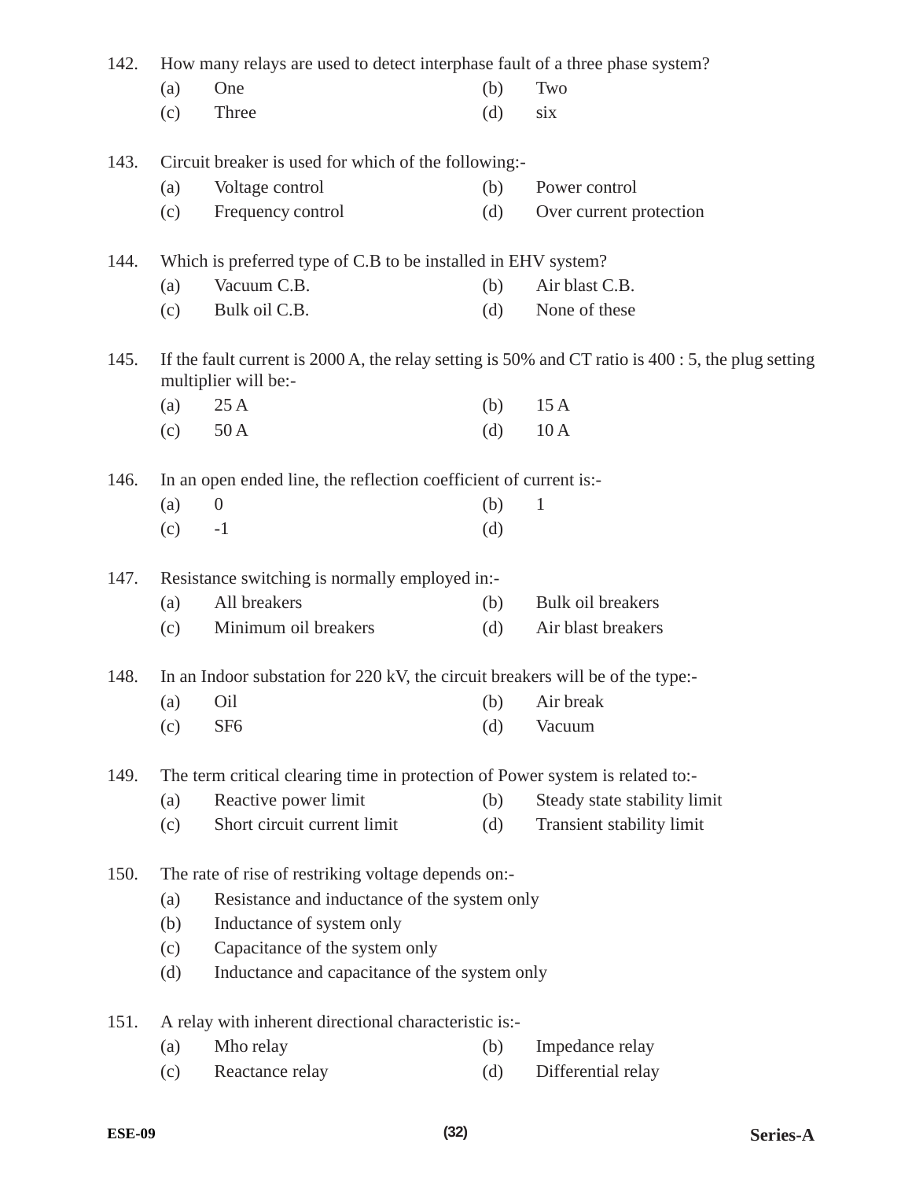142. How many relays are used to detect interphase fault of a three phase system?

(a) One (b) Two

(c) Three (d) six

143. Circuit breaker is used for which of the following:-

(a) Voltage control (b) Power control

(c) Frequency control (d) Over current protection

144. Which is preferred type of C.B to be installed in EHV system?

(a) Vacuum C.B. (b) Air blast C.B.

(c) Bulk oil C.B. (d) None of these

145. If the fault current is 2000 A, the relay setting is 50% and CT ratio is 400 : 5, the plug setting multiplier will be:-

(a) 25 A (b) 15 A

(c) 50 A (d) 10 A

146. In an open ended line, the reflection coefficient of current is:-

(a) 0 (b) 1

(c) -1 (d)

147. Resistance switching is normally employed in:-

(a) All breakers (b) Bulk oil breakers

(c) Minimum oil breakers (d) Air blast breakers

148. In an Indoor substation for 220 kV, the circuit breakers will be of the type:-

(a) Oil (b) Air break

(c) SF6 (d) Vacuum

149. The term critical clearing time in protection of Power system is related to:-

(a) Reactive power limit (b) Steady state stability limit

(c) Short circuit current limit (d) Transient stability limit

150. The rate of rise of restriking voltage depends on:-

(a) Resistance and inductance of the system only

(b) Inductance of system only

(c) Capacitance of the system only

(d) Inductance and capacitance of the system only

151. A relay with inherent directional characteristic is:-

(a) Mho relay (b) Impedance relay

(c) Reactance relay (d) Differential relay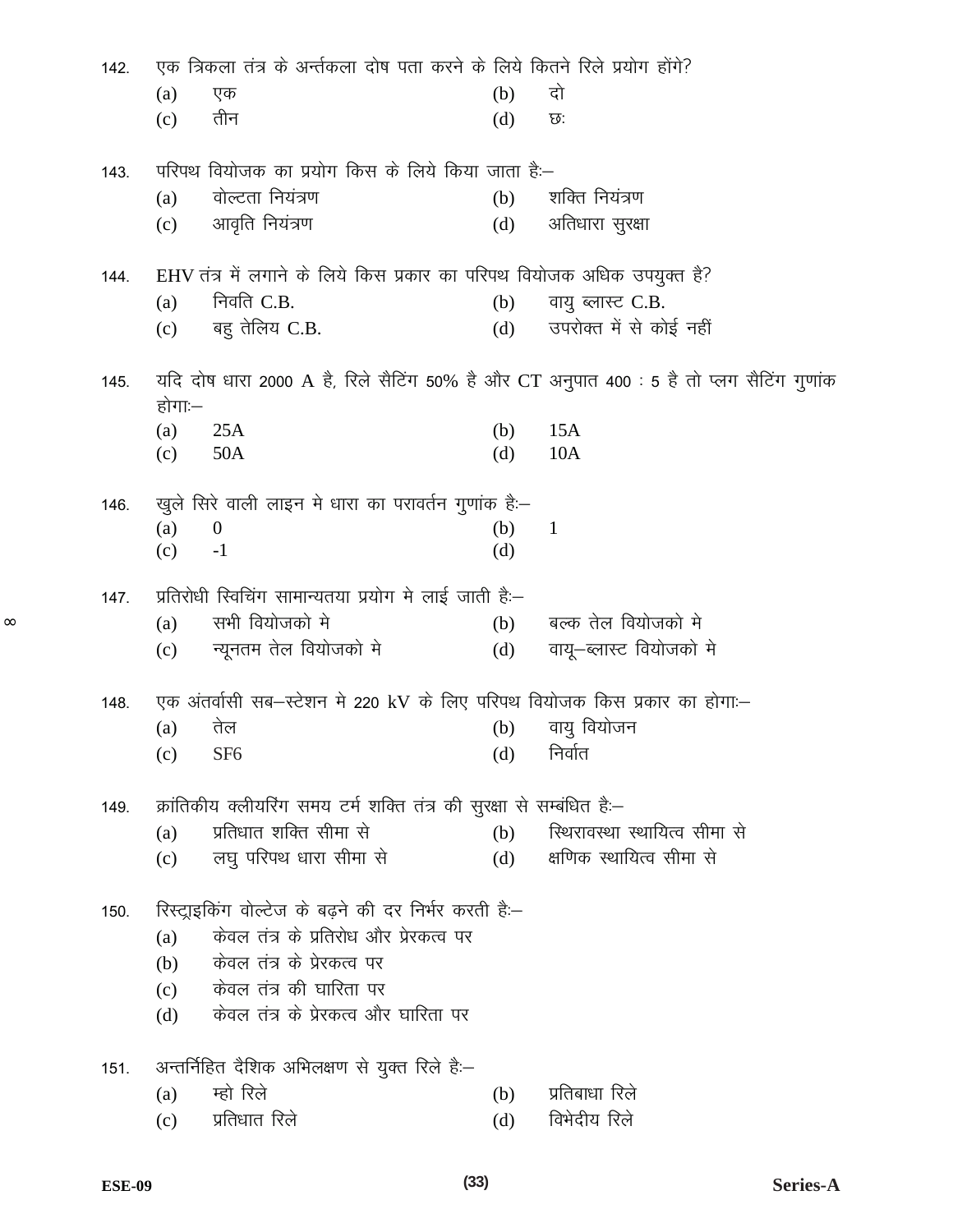142. एक त्रिकला तंत्र के अर्न्तकला दोष पता करने के लिये कितने रिले प्रयोग होंगे?

(a) एक (b) दो
(c) तीन (d) छः

143. परिपथ वियोजक का प्रयोग किस के लिये किया जाता हैः–

(a) वोल्टता नियंत्रण (b) शक्ति नियंत्रण
(c) आवृति नियंत्रण (d) अतिधारा सुरक्षा

144. EHV तंत्र में लगाने के लिये किस प्रकार का परिपथ वियोजक अधिक उपयुक्त है?

(a) निवति C.B. (b) वायु ब्लास्ट C.B.
(c) बहु तेलिय C.B. (d) उपरोक्त में से कोई नहीं

145. यदि दोष धारा 2000 A है, रिले सैटिंग 50% है और CT अनुपात 400 : 5 है तो प्लग सैटिंग गुणांक होगाः–

(a) 25A (b) 15A
(c) 50A (d) 10A

146. खुले सिरे वाली लाइन मे धारा का परावर्तन गुणांक हैः–

(a) 0 (b) 1
(c) -1 (d)

147. प्रतिरोधी स्विचिंग सामान्यतया प्रयोग मे लाई जाती हैः–

(a) सभी वियोजको मे (b) बल्क तेल वियोजको मे
(c) न्यूनतम तेल वियोजको मे (d) वायू–ब्लास्ट वियोजको मे

148. एक अंतर्वासी सब–स्टेशन मे 220 kV के लिए परिपथ वियोजक किस प्रकार का होगाः–

(a) तेल (b) वायु वियोजन
(c) SF6 (d) निर्वात

149. क्रांतिकीय क्लीयरिंग समय टर्म शक्ति तंत्र की सुरक्षा से सम्बंधित हैः–

(a) प्रतिधात शक्ति सीमा से (b) स्थिरावस्था स्थायित्व सीमा से
(c) लघु परिपथ धारा सीमा से (d) क्षणिक स्थायित्व सीमा से

150. रिस्ट्राइकिंग वोल्टेज के बढ़ने की दर निर्भर करती हैः–

(a) केवल तंत्र के प्रतिरोध और प्रेरकत्व पर
(b) केवल तंत्र के प्रेरकत्व पर
(c) केवल तंत्र की धारिता पर
(d) केवल तंत्र के प्रेरकत्व और धारिता पर

151. अन्तर्निहित दैशिक अभिलक्षण से युक्त रिले हैः–

(a) म्हो रिले (b) प्रतिबाधा रिले
(c) प्रतिधात रिले (d) विभेदीय रिले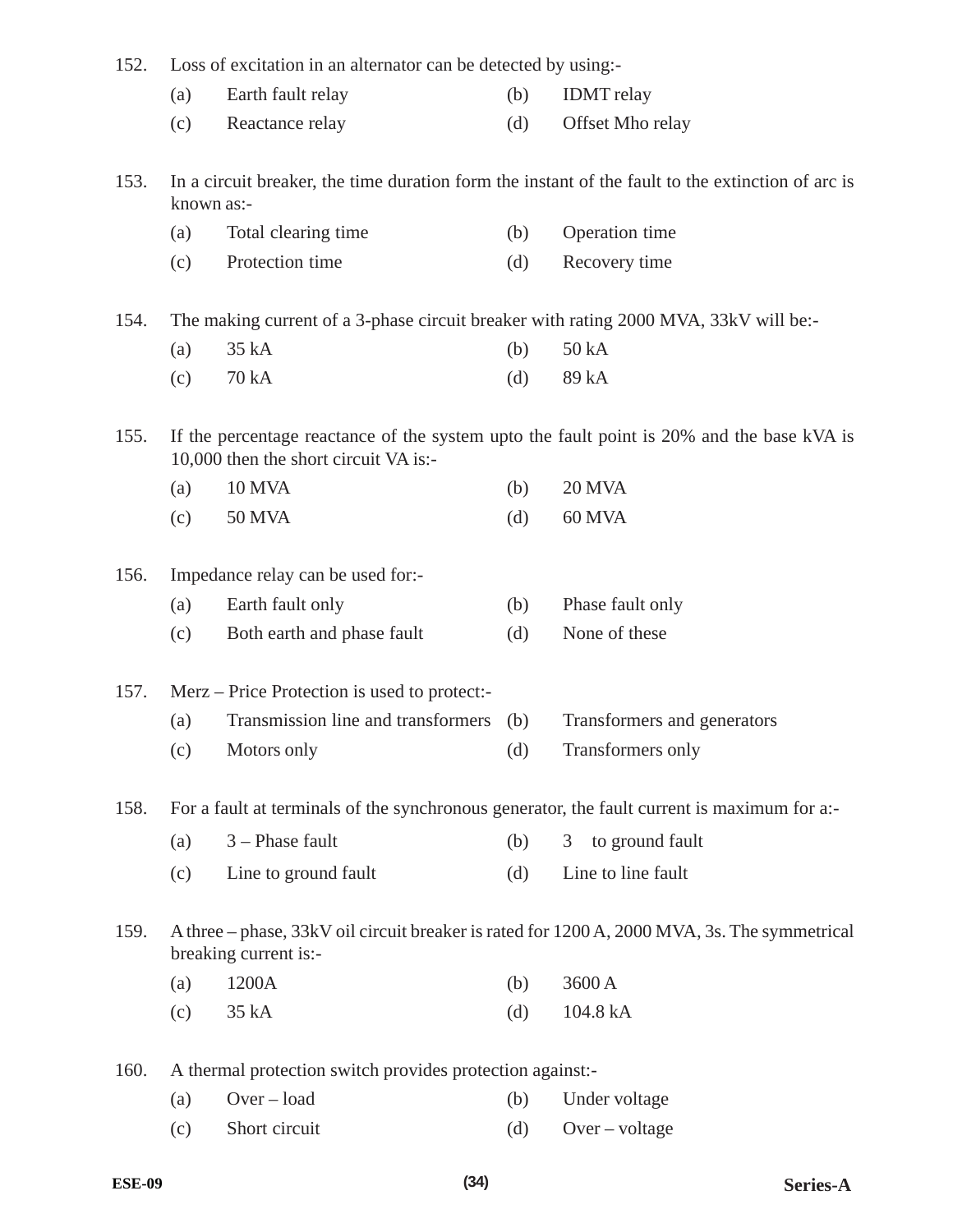152. Loss of excitation in an alternator can be detected by using:-

(a) Earth fault relay (b) IDMT relay

(c) Reactance relay (d) Offset Mho relay

153. In a circuit breaker, the time duration form the instant of the fault to the extinction of arc is known as:-

(a) Total clearing time (b) Operation time

(c) Protection time (d) Recovery time

154. The making current of a 3-phase circuit breaker with rating 2000 MVA, 33kV will be:-

(a) 35 kA (b) 50 kA

(c) 70 kA (d) 89 kA

155. If the percentage reactance of the system upto the fault point is 20% and the base kVA is 10,000 then the short circuit VA is:-

(a) 10 MVA (b) 20 MVA

(c) 50 MVA (d) 60 MVA

156. Impedance relay can be used for:-

(a) Earth fault only (b) Phase fault only

(c) Both earth and phase fault (d) None of these

157. Merz – Price Protection is used to protect:-

(a) Transmission line and transformers (b) Transformers and generators

(c) Motors only (d) Transformers only

158. For a fault at terminals of the synchronous generator, the fault current is maximum for a:-

(a) 3 – Phase fault (b) 3 to ground fault

(c) Line to ground fault (d) Line to line fault

159. A three – phase, 33kV oil circuit breaker is rated for 1200 A, 2000 MVA, 3s. The symmetrical breaking current is:-

(a) 1200A (b) 3600 A

(c) 35 kA (d) 104.8 kA

160. A thermal protection switch provides protection against:-

(a) Over – load (b) Under voltage

(c) Short circuit (d) Over – voltage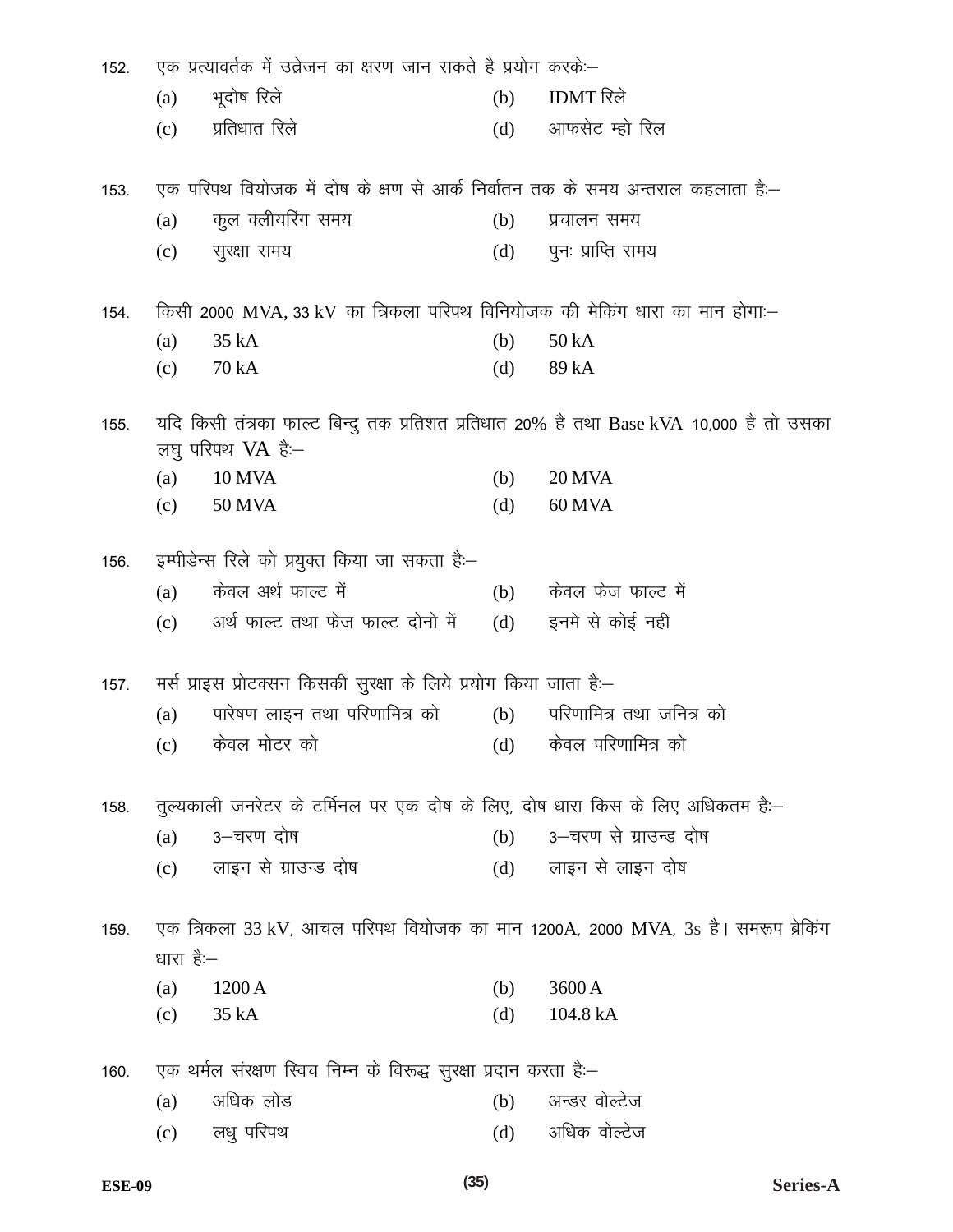152. एक प्रत्यावर्तक में उत्रेजन का क्षरण जान सकते है प्रयोग करकेः–

(a) भूदोष रिले (b) IDMT रिले

(c) प्रतिधात रिले (d) आफसेट म्हो रिल

153. एक परिपथ वियोजक में दोष के क्षण से आर्क निर्वातन तक के समय अन्तराल कहलाता हैः–

(a) कुल क्लीयरिंग समय (b) प्रचालन समय

(c) सुरक्षा समय (d) पुनः प्राप्ति समय

154. किसी 2000 MVA, 33 kV का त्रिकला परिपथ विनियोजक की मेकिंग धारा का मान होगाः–

(a) 35 kA (b) 50 kA

(c) 70 kA (d) 89 kA

155. यदि किसी तंत्रका फाल्ट बिन्दु तक प्रतिशत प्रतिधात 20% है तथा Base kVA 10,000 है तो उसका लघु परिपथ VA हैः–

(a) 10 MVA (b) 20 MVA

(c) 50 MVA (d) 60 MVA

156. इम्पीडेन्स रिले को प्रयुक्त किया जा सकता हैः–

(a) केवल अर्थ फाल्ट में (b) केवल फेज फाल्ट में

(c) अर्थ फाल्ट तथा फेज फाल्ट दोनो में (d) इनमे से कोई नही

157. मर्स प्राइस प्रोटक्सन किसकी सुरक्षा के लिये प्रयोग किया जाता हैः–

(a) पारेषण लाइन तथा परिणामित्र को (b) परिणामित्र तथा जनित्र को

(c) केवल मोटर को (d) केवल परिणामित्र को

158. तुल्यकाली जनरेटर के टर्मिनल पर एक दोष के लिए, दोष धारा किस के लिए अधिकतम हैः–

(a) 3–चरण दोष (b) 3–चरण से ग्राउन्ड दोष

(c) लाइन से ग्राउन्ड दोष (d) लाइन से लाइन दोष

159. एक त्रिकला 33 kV, आचल परिपथ वियोजक का मान 1200A, 2000 MVA, 3s है। समरूप ब्रेकिंग धारा हैः–

(a) 1200 A (b) 3600 A

(c) 35 kA (d) 104.8 kA

160. एक थर्मल संरक्षण स्विच निम्न के विरूद्व सुरक्षा प्रदान करता हैः–

(a) अधिक लोड (b) अन्डर वोल्टेज

(c) लधु परिपथ (d) अधिक वोल्टेज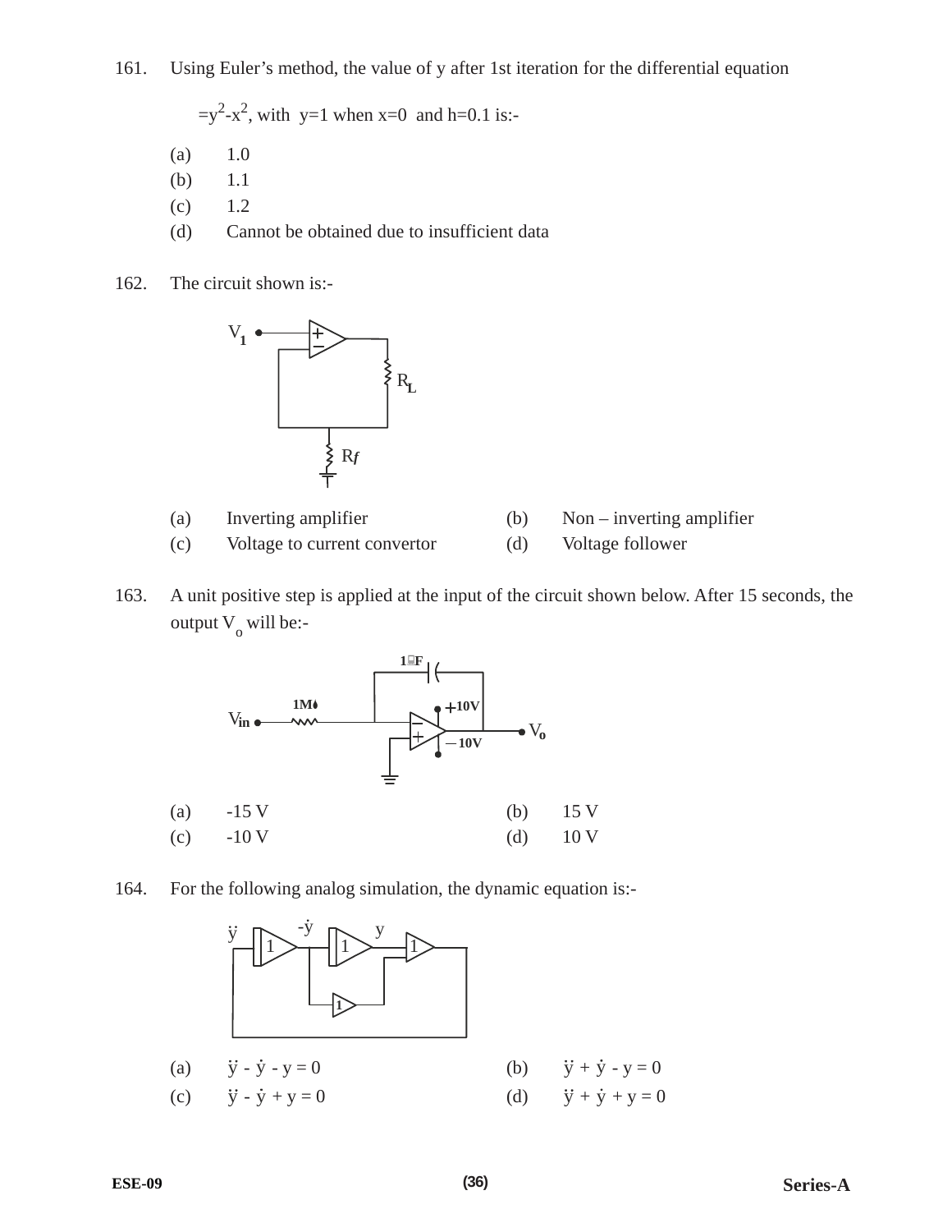161. Using Euler's method, the value of y after 1st iteration for the differential equation

$=y^2-x^2$, with y=1 when x=0 and h=0.1 is:-

(a) 1.0
(b) 1.1
(c) 1.2
(d) Cannot be obtained due to insufficient data

162. The circuit shown is:-

(a) Inverting amplifier
(b) Non – inverting amplifier
(c) Voltage to current convertor
(d) Voltage follower

163. A unit positive step is applied at the input of the circuit shown below. After 15 seconds, the output $V_o$ will be:-

(a) -15 V
(b) 15 V
(c) -10 V
(d) 10 V

164. For the following analog simulation, the dynamic equation is:-

(a) $\ddot{y} - \dot{y} - y = 0$
(b) $\ddot{y} + \dot{y} - y = 0$
(c) $\ddot{y} - \dot{y} + y = 0$
(d) $\ddot{y} + \dot{y} + y = 0$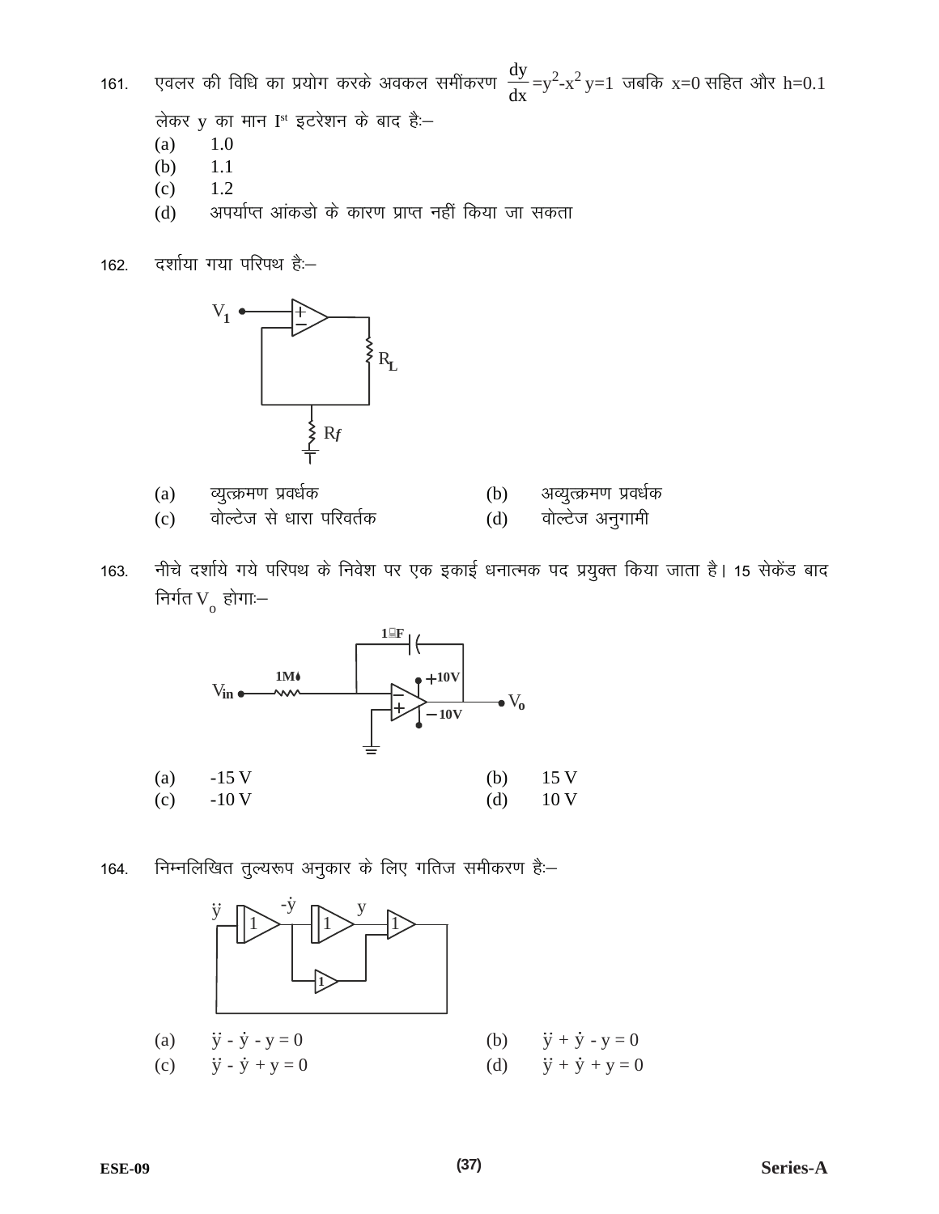161. एवलर की विधि का प्रयोग करके अवकल समींकरण $\frac{dy}{dx} = y^2 - x^2$ $y=1$ जबकि $x=0$ सहित और $h=0.1$ लेकर y का मान I[st] इटरेशन के बाद है:–

(a) 1.0

(b) 1.1

(c) 1.2

(d) अपर्याप्त आंकडो के कारण प्राप्त नहीं किया जा सकता

162. दर्शाया गया परिपथ है:–

(a) व्युत्क्रमण प्रवर्धक

(b) अव्युत्क्रमण प्रवर्धक

(c) वोल्टेज से धारा परिवर्तक

(d) वोल्टेज अनुगामी

163. नीचे दर्शाये गये परिपथ के निवेश पर एक इकाई धनात्मक पद प्रयुक्त किया जाता है। 15 सेकेंड बाद निर्गत $V_o$ होगा:–

(a) -15 V

(b) 15 V

(c) -10 V

(d) 10 V

164. निम्नलिखित तुल्यरूप अनुकार के लिए गतिज समीकरण है:–

(a) $\ddot{y} - \dot{y} - y = 0$

(b) $\ddot{y} + \dot{y} - y = 0$

(c) $\ddot{y} - \dot{y} + y = 0$

(d) $\ddot{y} + \dot{y} + y = 0$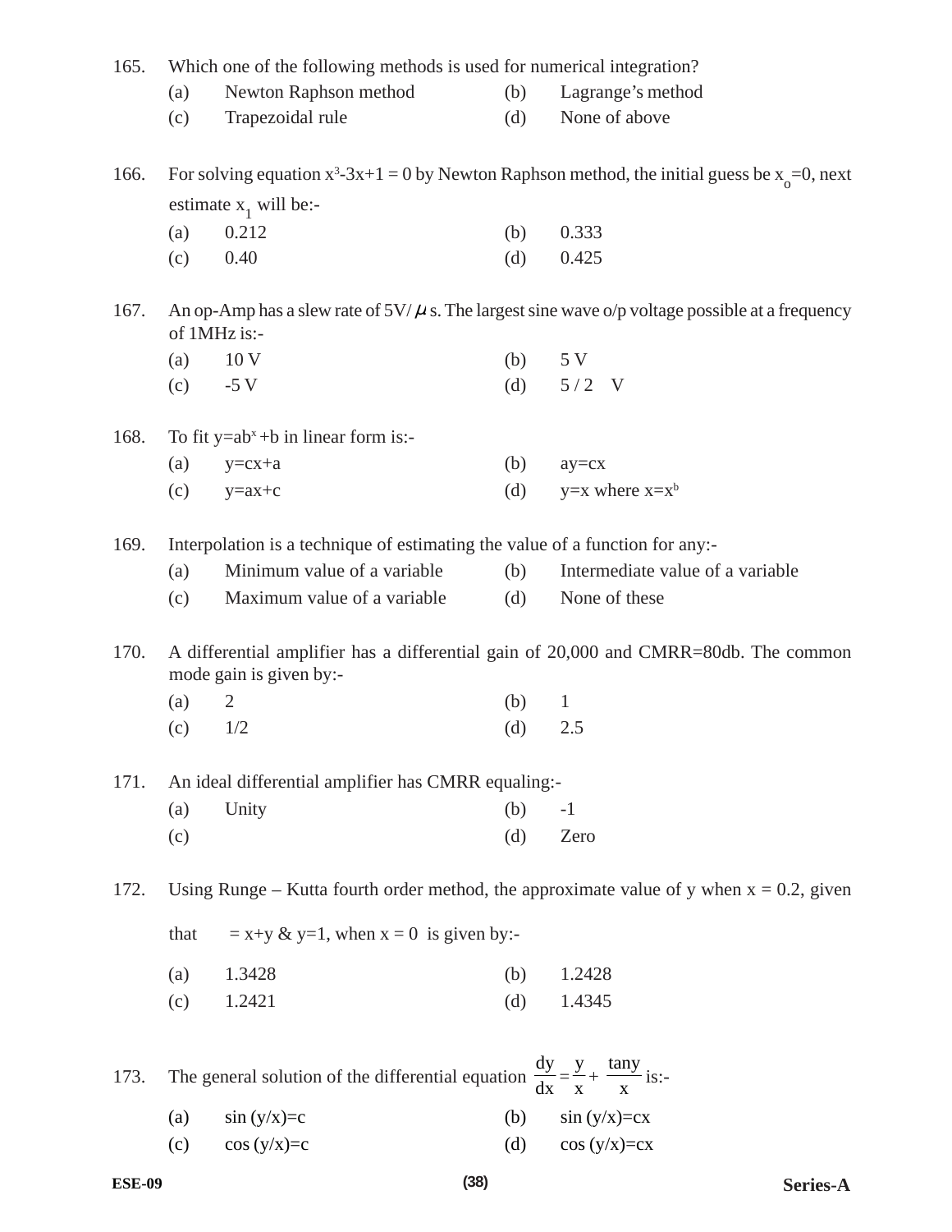165. Which one of the following methods is used for numerical integration?

(a) Newton Raphson method (b) Lagrange's method

(c) Trapezoidal rule (d) None of above

166. For solving equation $x^3$-3x+1 = 0 by Newton Raphson method, the initial guess be $x_o$=0, next estimate $x_1$ will be:-

(a) 0.212 (b) 0.333

(c) 0.40 (d) 0.425

167. An op-Amp has a slew rate of 5V/$\mu$s. The largest sine wave o/p voltage possible at a frequency of 1MHz is:-

(a) 10 V (b) 5 V

(c) -5 V (d) 5 / 2 V

168. To fit y=ab$^x$+b in linear form is:-

(a) y=cx+a (b) ay=cx

(c) y=ax+c (d) y=x where x=x$^b$

169. Interpolation is a technique of estimating the value of a function for any:-

(a) Minimum value of a variable (b) Intermediate value of a variable

(c) Maximum value of a variable (d) None of these

170. A differential amplifier has a differential gain of 20,000 and CMRR=80db. The common mode gain is given by:-

(a) 2 (b) 1

(c) 1/2 (d) 2.5

171. An ideal differential amplifier has CMRR equaling:-

(a) Unity (b) -1

(c) (d) Zero

172. Using Runge – Kutta fourth order method, the approximate value of y when x = 0.2, given that = x+y & y=1, when x = 0 is given by:-

(a) 1.3428 (b) 1.2428

(c) 1.2421 (d) 1.4345

173. The general solution of the differential equation $\frac{dy}{dx} = \frac{y}{x} + \frac{\tan y}{x}$ is:-

(a) sin (y/x)=c (b) sin (y/x)=cx

(c) cos (y/x)=c (d) cos (y/x)=cx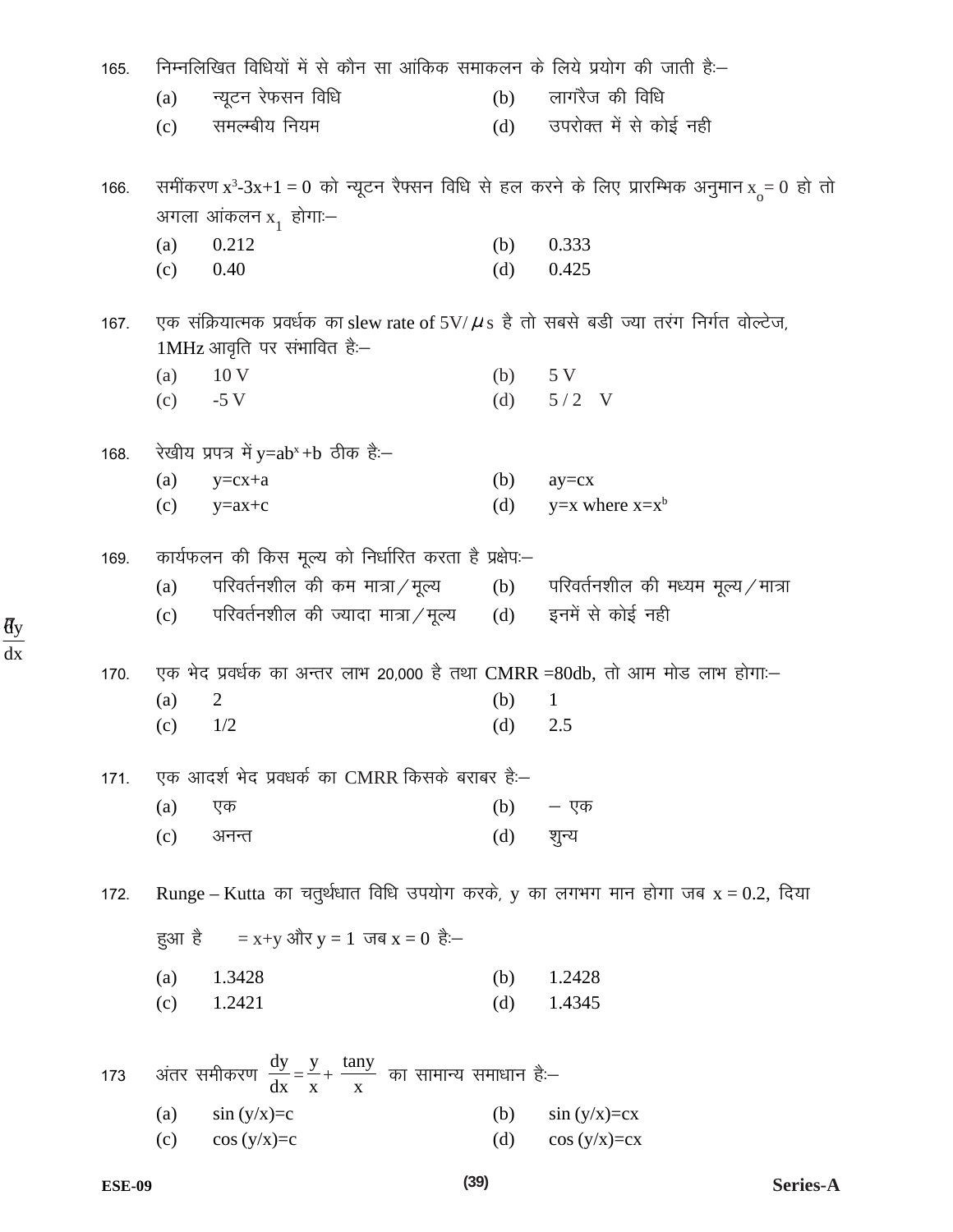165. निम्नलिखित विधियों में से कौन सा आंकिक समाकलन के लिये प्रयोग की जाती है:–

(a) न्यूटन रेफसन विधि  (b) लागरैंज की विधि

(c) समलम्बीय नियम  (d) उपरोक्त में से कोई नही

166. समींकरण $x^3$-3x+1 = 0 को न्यूटन रैफ्सन विधि से हल करने के लिए प्रारम्भिक अनुमान $x_o$ = 0 हो तो अगला आंकलन $x_1$ होगा:–

(a) 0.212  (b) 0.333

(c) 0.40  (d) 0.425

167. एक संक्रियात्मक प्रवर्धक का slew rate of 5V/$\mu$s है तो सबसे बडी ज्या तरंग निर्गत वोल्टेज, 1MHz आवृति पर संभावित है:–

(a) 10 V  (b) 5 V

(c) -5 V  (d) 5 / 2 V

168. रेखीय प्रपत्र में $y=ab^x+b$ ठीक है:–

(a) y=cx+a  (b) ay=cx

(c) y=ax+c  (d) y=x where $x=x^b$

169. कार्यफलन की किस मूल्य को निर्धारित करता है प्रक्षेप:–

(a) परिवर्तनशील की कम मात्रा / मूल्य  (b) परिवर्तनशील की मध्यम मूल्य / मात्रा

(c) परिवर्तनशील की ज्यादा मात्रा / मूल्य  (d) इनमें से कोई नही

170. एक भेद प्रवर्धक का अन्तर लाभ 20,000 है तथा CMRR =80db, तो आम मोड लाभ होगा:–

(a) 2  (b) 1

(c) 1/2  (d) 2.5

171. एक आदर्श भेद प्रवधर्क का CMRR किसके बराबर है:–

(a) एक  (b) – एक

(c) अनन्त  (d) शुन्य

172. Runge – Kutta का चतुर्थधात विधि उपयोग करके, y का लगभग मान होगा जब x = 0.2, दिया हुआ है $\frac{dy}{dx}$ = x+y और y = 1 जब x = 0 है:–

(a) 1.3428  (b) 1.2428

(c) 1.2421  (d) 1.4345

173 अंतर समीकरण $\frac{dy}{dx} = \frac{y}{x} + \frac{\tan y}{x}$ का सामान्य समाधान है:–

(a) sin (y/x)=c  (b) sin (y/x)=cx

(c) cos (y/x)=c  (d) cos (y/x)=cx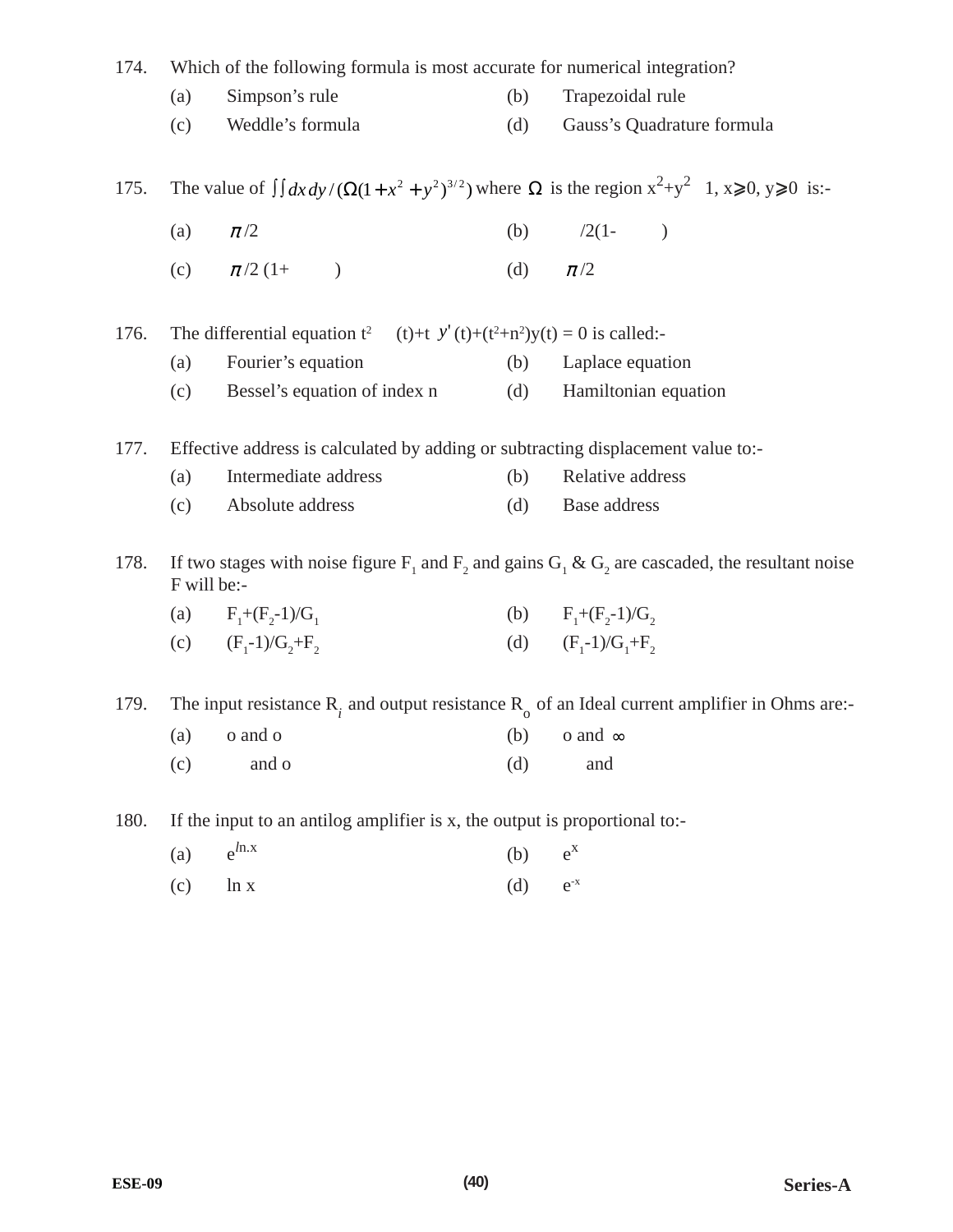174. Which of the following formula is most accurate for numerical integration?

(a) Simpson's rule (b) Trapezoidal rule

(c) Weddle's formula (d) Gauss's Quadrature formula

175. The value of $\iint dx\,dy/(\Omega(1+x^2+y^2)^{3/2})$ where $\Omega$ is the region $x^2+y^2$ 1, x⩾0, y⩾0 is:-

(a) $\pi/2$ (b) /2(1- )

(c) $\pi/2$ (1+ ) (d) $\pi/2$

176. The differential equation $t^2$ (t)+t $y'$(t)+($t^2$+$n^2$)y(t) = 0 is called:-

(a) Fourier's equation (b) Laplace equation

(c) Bessel's equation of index n (d) Hamiltonian equation

177. Effective address is calculated by adding or subtracting displacement value to:-

(a) Intermediate address (b) Relative address

(c) Absolute address (d) Base address

178. If two stages with noise figure $F_1$ and $F_2$ and gains $G_1$ & $G_2$ are cascaded, the resultant noise F will be:-

(a) $F_1+(F_2-1)/G_1$ (b) $F_1+(F_2-1)/G_2$

(c) $(F_1-1)/G_2+F_2$ (d) $(F_1-1)/G_1+F_2$

179. The input resistance $R_i$ and output resistance $R_o$ of an Ideal current amplifier in Ohms are:-

(a) o and o (b) o and $\infty$

(c) and o (d) and

180. If the input to an antilog amplifier is x, the output is proportional to:-

(a) $e^{ln.x}$ (b) $e^{x}$

(c) ln x (d) $e^{-x}$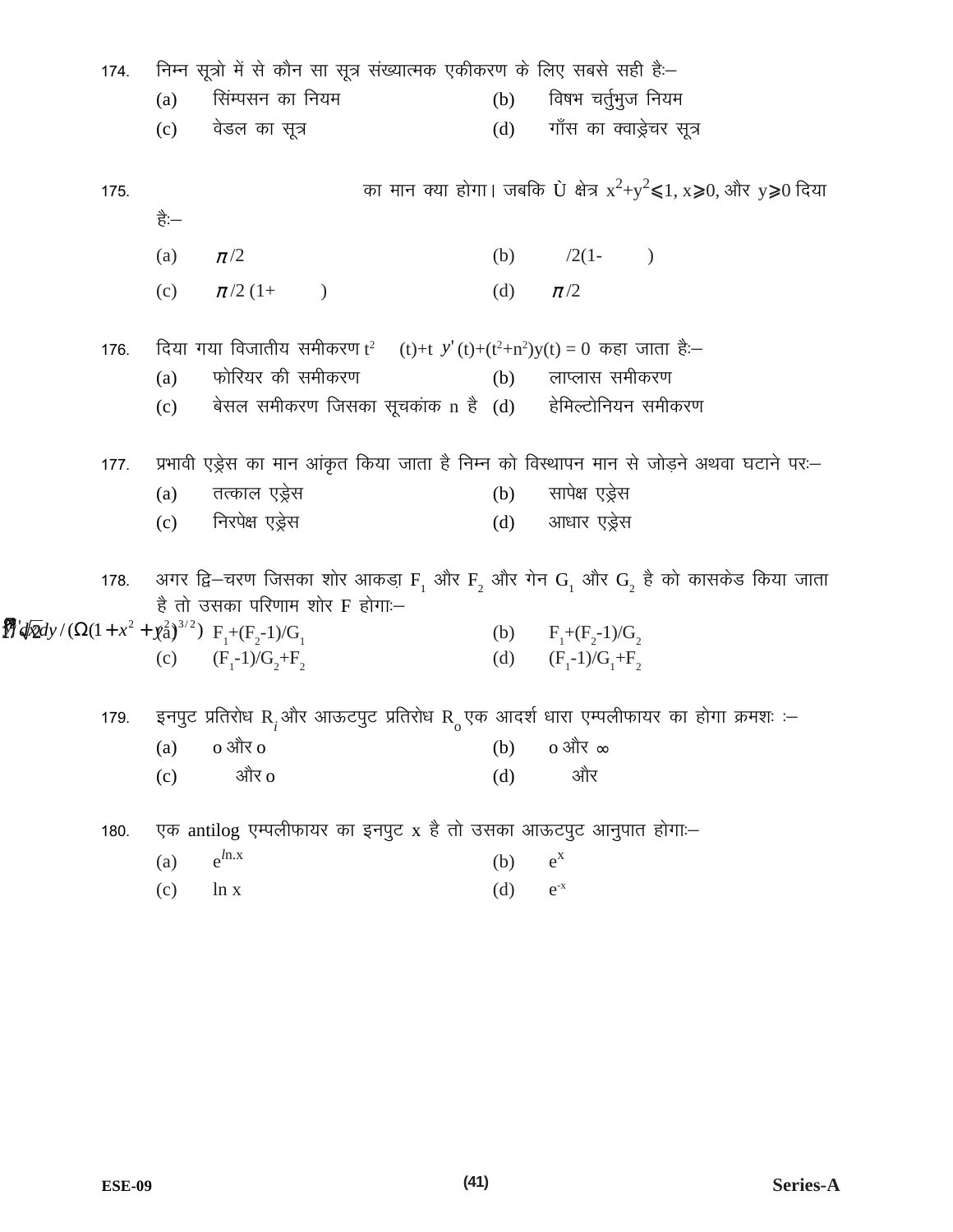174. निम्न सूत्रो में से कौन सा सूत्र संख्यात्मक एकीकरण के लिए सबसे सही हैः–

(a) सिंम्पसन का नियम
(b) विषभ चर्तुभुज नियम
(c) वेडल का सूत्र
(d) गाँस का क्वाड्रेचर सूत्र

175. $\iint dxdy/(\Omega(1+x^2+y^2)^{3/2})$ का मान क्या होगा। जबकि Ù क्षेत्र $x^2+y^2 \leqslant 1$, $x \geqslant 0$, और $y \geqslant 0$ दिया हैः–

(a) $\pi/2$
(b) /2(1- )
(c) $\pi/2$ (1+ )
(d) $\pi/2$

176. दिया गया विजातीय समीकरण $t^2$ (t)+t $y'(t)+(t^2+n^2)y(t) = 0$ कहा जाता हैः–

(a) फोरियर की समीकरण
(b) लाप्लास समीकरण
(c) बेसल समीकरण जिसका सूचकांक n है
(d) हेमिल्टोनियन समीकरण

177. प्रभावी एड्रेस का मान आंकृत किया जाता है निम्न को विस्थापन मान से जोड़ने अथवा घटाने परः–

(a) तत्काल एड्रेस
(b) सापेक्ष एड्रेस
(c) निरपेक्ष एड्रेस
(d) आधार एड्रेस

178. अगर द्वि–चरण जिसका शोर आकड़ा $F_1$ और $F_2$ और गेन $G_1$ और $G_2$ है को कासकेड किया जाता है तो उसका परिणाम शोर F होगाः–

(a) $F_1+(F_2-1)/G_1$
(b) $F_1+(F_2-1)/G_2$
(c) $(F_1-1)/G_2+F_2$
(d) $(F_1-1)/G_1+F_2$

179. इनपुट प्रतिरोध $R_i$ और आऊटपुट प्रतिरोध $R_o$ एक आदर्श धारा एम्पलीफायर का होगा क्रमशः :–

(a) o और o
(b) o और ∞
(c) और o
(d) और

180. एक antilog एम्पलीफायर का इनपुट x है तो उसका आऊटपुट आनुपात होगाः–

(a) $e^{ln.x}$
(b) $e^x$
(c) ln x
(d) $e^{-x}$